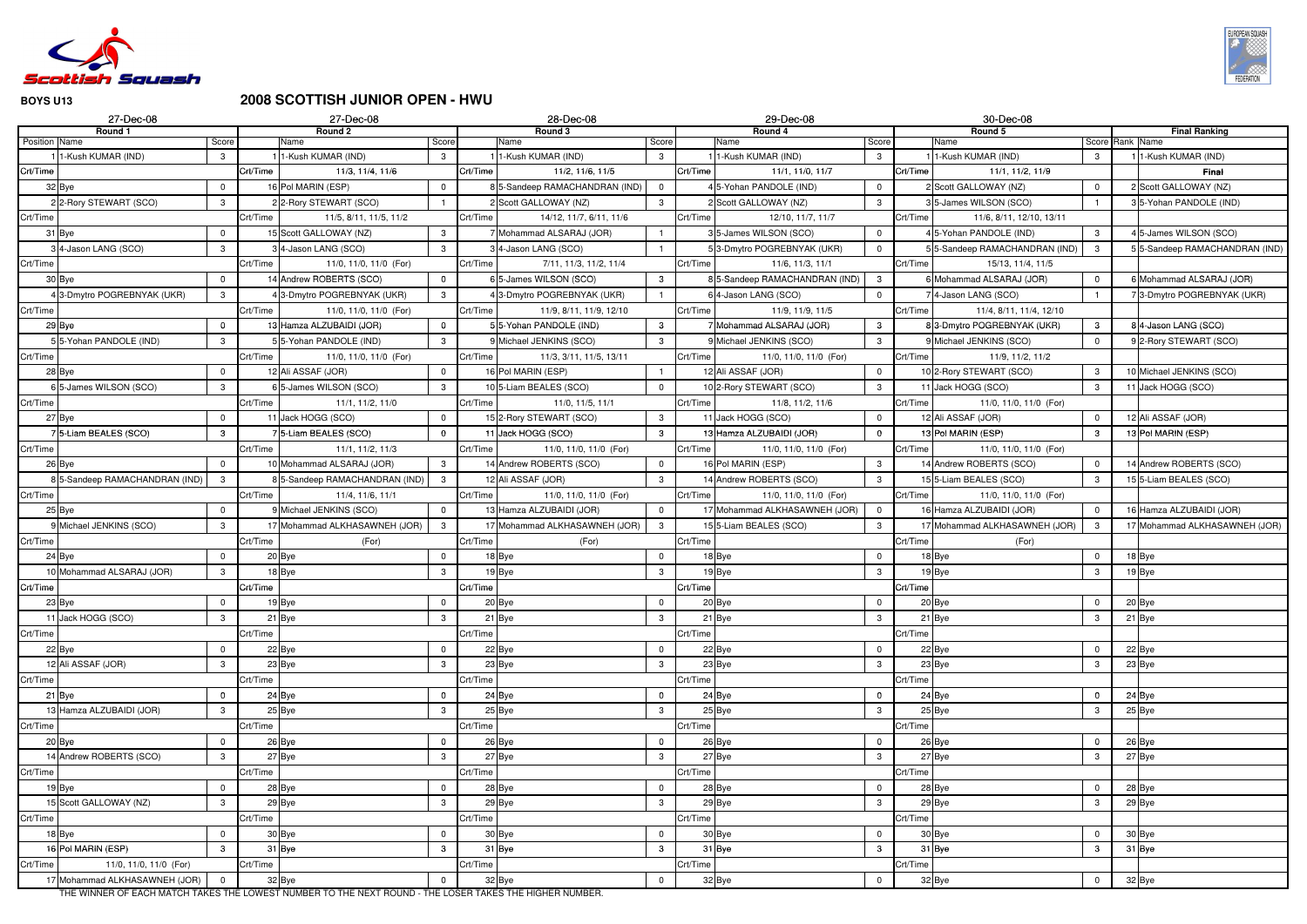**BOYS U13**

## 2008 SCOTTISH JUNIOR OPEN - HWU

| 27-Dec-08 | | | 27-Dec-08 | | | 28-Dec-08 | | | 29-Dec-08 | | | 30-Dec-08 | | | | |
|---|---|---|---|---|---|---|---|---|---|---|---|---|---|---|---|---|
| Round 1 | | | Round 2 | | | Round 3 | | | Round 4 | | | Round 5 | | | Final Ranking | |
| Position | Name | Score | | Name | Score | | Name | Score | | Name | Score | | Name | Score | Rank | Name |
| 1 | 1-Kush KUMAR (IND) | 3 | 1 | 1-Kush KUMAR (IND) | 3 | 1 | 1-Kush KUMAR (IND) | 3 | 1 | 1-Kush KUMAR (IND) | 3 | 1 | 1-Kush KUMAR (IND) | 3 | 1 | 1-Kush KUMAR (IND) |
| Crt/Time | | | Crt/Time | 11/3, 11/4, 11/6 | | Crt/Time | 11/2, 11/6, 11/5 | | Crt/Time | 11/1, 11/0, 11/7 | | Crt/Time | 11/1, 11/2, 11/9 | | | Final |
| 32 | Bye | 0 | 16 | Pol MARIN (ESP) | 0 | 8 | 5-Sandeep RAMACHANDRAN (IND) | 0 | 4 | 5-Yohan PANDOLE (IND) | 0 | 2 | Scott GALLOWAY (NZ) | 0 | 2 | Scott GALLOWAY (NZ) |
| 2 | 2-Rory STEWART (SCO) | 3 | 2 | 2-Rory STEWART (SCO) | 1 | 2 | Scott GALLOWAY (NZ) | 3 | 2 | Scott GALLOWAY (NZ) | 3 | 3 | 5-James WILSON (SCO) | 1 | 3 | 5-Yohan PANDOLE (IND) |
| Crt/Time | | | Crt/Time | 11/5, 8/11, 11/5, 11/2 | | Crt/Time | 14/12, 11/7, 6/11, 11/6 | | Crt/Time | 12/10, 11/7, 11/7 | | Crt/Time | 11/6, 8/11, 12/10, 13/11 | | | |
| 31 | Bye | 0 | 15 | Scott GALLOWAY (NZ) | 3 | 7 | Mohammad ALSARAJ (JOR) | 1 | 3 | 5-James WILSON (SCO) | 0 | 4 | 5-Yohan PANDOLE (IND) | 3 | 4 | 5-James WILSON (SCO) |
| 3 | 4-Jason LANG (SCO) | 3 | 3 | 4-Jason LANG (SCO) | 3 | 3 | 4-Jason LANG (SCO) | 1 | 5 | 3-Dmytro POGREBNYAK (UKR) | 0 | 5 | 5-Sandeep RAMACHANDRAN (IND) | 3 | 5 | 5-Sandeep RAMACHANDRAN (IND) |
| Crt/Time | | | Crt/Time | 11/0, 11/0, 11/0 (For) | | Crt/Time | 7/11, 11/3, 11/2, 11/4 | | Crt/Time | 11/6, 11/3, 11/1 | | Crt/Time | 15/13, 11/4, 11/5 | | | |
| 30 | Bye | 0 | 14 | Andrew ROBERTS (SCO) | 0 | 6 | 5-James WILSON (SCO) | 3 | 8 | 5-Sandeep RAMACHANDRAN (IND) | 3 | 6 | Mohammad ALSARAJ (JOR) | 0 | 6 | Mohammad ALSARAJ (JOR) |
| 4 | 3-Dmytro POGREBNYAK (UKR) | 3 | 4 | 3-Dmytro POGREBNYAK (UKR) | 3 | 4 | 3-Dmytro POGREBNYAK (UKR) | 1 | 6 | 4-Jason LANG (SCO) | 0 | 7 | 4-Jason LANG (SCO) | 1 | 7 | 3-Dmytro POGREBNYAK (UKR) |
| Crt/Time | | | Crt/Time | 11/0, 11/0, 11/0 (For) | | Crt/Time | 11/9, 8/11, 11/9, 12/10 | | Crt/Time | 11/9, 11/9, 11/5 | | Crt/Time | 11/4, 8/11, 11/4, 12/10 | | | |
| 29 | Bye | 0 | 13 | Hamza ALZUBAIDI (JOR) | 0 | 5 | 5-Yohan PANDOLE (IND) | 3 | 7 | Mohammad ALSARAJ (JOR) | 3 | 8 | 3-Dmytro POGREBNYAK (UKR) | 3 | 8 | 4-Jason LANG (SCO) |
| 5 | 5-Yohan PANDOLE (IND) | 3 | 5 | 5-Yohan PANDOLE (IND) | 3 | 9 | Michael JENKINS (SCO) | 3 | 9 | Michael JENKINS (SCO) | 3 | 9 | Michael JENKINS (SCO) | 0 | 9 | 2-Rory STEWART (SCO) |
| Crt/Time | | | Crt/Time | 11/0, 11/0, 11/0 (For) | | Crt/Time | 11/3, 3/11, 11/5, 13/11 | | Crt/Time | 11/0, 11/0, 11/0 (For) | | Crt/Time | 11/9, 11/2, 11/2 | | | |
| 28 | Bye | 0 | 12 | Ali ASSAF (JOR) | 0 | 16 | Pol MARIN (ESP) | 1 | 12 | Ali ASSAF (JOR) | 0 | 10 | 2-Rory STEWART (SCO) | 3 | 10 | Michael JENKINS (SCO) |
| 6 | 5-James WILSON (SCO) | 3 | 6 | 5-James WILSON (SCO) | 3 | 10 | 5-Liam BEALES (SCO) | 0 | 10 | 2-Rory STEWART (SCO) | 3 | 11 | Jack HOGG (SCO) | 3 | 11 | Jack HOGG (SCO) |
| Crt/Time | | | Crt/Time | 11/1, 11/2, 11/0 | | Crt/Time | 11/0, 11/5, 11/1 | | Crt/Time | 11/8, 11/2, 11/6 | | Crt/Time | 11/0, 11/0, 11/0 (For) | | | |
| 27 | Bye | 0 | 11 | Jack HOGG (SCO) | 0 | 15 | 2-Rory STEWART (SCO) | 3 | 11 | Jack HOGG (SCO) | 0 | 12 | Ali ASSAF (JOR) | 0 | 12 | Ali ASSAF (JOR) |
| 7 | 5-Liam BEALES (SCO) | 3 | 7 | 5-Liam BEALES (SCO) | 0 | 11 | Jack HOGG (SCO) | 3 | 13 | Hamza ALZUBAIDI (JOR) | 0 | 13 | Pol MARIN (ESP) | 3 | 13 | Pol MARIN (ESP) |
| Crt/Time | | | Crt/Time | 11/1, 11/2, 11/3 | | Crt/Time | 11/0, 11/0, 11/0 (For) | | Crt/Time | 11/0, 11/0, 11/0 (For) | | Crt/Time | 11/0, 11/0, 11/0 (For) | | | |
| 26 | Bye | 0 | 10 | Mohammad ALSARAJ (JOR) | 3 | 14 | Andrew ROBERTS (SCO) | 0 | 16 | Pol MARIN (ESP) | 3 | 14 | Andrew ROBERTS (SCO) | 0 | 14 | Andrew ROBERTS (SCO) |
| 8 | 5-Sandeep RAMACHANDRAN (IND) | 3 | 8 | 5-Sandeep RAMACHANDRAN (IND) | 3 | 12 | Ali ASSAF (JOR) | 3 | 14 | Andrew ROBERTS (SCO) | 3 | 15 | 5-Liam BEALES (SCO) | 3 | 15 | 5-Liam BEALES (SCO) |
| Crt/Time | | | Crt/Time | 11/4, 11/6, 11/1 | | Crt/Time | 11/0, 11/0, 11/0 (For) | | Crt/Time | 11/0, 11/0, 11/0 (For) | | Crt/Time | 11/0, 11/0, 11/0 (For) | | | |
| 25 | Bye | 0 | 9 | Michael JENKINS (SCO) | 0 | 13 | Hamza ALZUBAIDI (JOR) | 0 | 17 | Mohammad ALKHASAWNEH (JOR) | 0 | 16 | Hamza ALZUBAIDI (JOR) | 0 | 16 | Hamza ALZUBAIDI (JOR) |
| 9 | Michael JENKINS (SCO) | 3 | 17 | Mohammad ALKHASAWNEH (JOR) | 3 | 17 | Mohammad ALKHASAWNEH (JOR) | 3 | 15 | 5-Liam BEALES (SCO) | 3 | 17 | Mohammad ALKHASAWNEH (JOR) | 3 | 17 | Mohammad ALKHASAWNEH (JOR) |
| Crt/Time | | | Crt/Time | (For) | | Crt/Time | (For) | | Crt/Time | | | Crt/Time | (For) | | | |
| 24 | Bye | 0 | 20 | Bye | 0 | 18 | Bye | 0 | 18 | Bye | 0 | 18 | Bye | 0 | 18 | Bye |
| 10 | Mohammad ALSARAJ (JOR) | 3 | 18 | Bye | 3 | 19 | Bye | 3 | 19 | Bye | 3 | 19 | Bye | 3 | 19 | Bye |
| Crt/Time | | | Crt/Time | | | Crt/Time | | | Crt/Time | | | Crt/Time | | | | |
| 23 | Bye | 0 | 19 | Bye | 0 | 20 | Bye | 0 | 20 | Bye | 0 | 20 | Bye | 0 | 20 | Bye |
| 11 | Jack HOGG (SCO) | 3 | 21 | Bye | 3 | 21 | Bye | 3 | 21 | Bye | 3 | 21 | Bye | 3 | 21 | Bye |
| Crt/Time | | | Crt/Time | | | Crt/Time | | | Crt/Time | | | Crt/Time | | | | |
| 22 | Bye | 0 | 22 | Bye | 0 | 22 | Bye | 0 | 22 | Bye | 0 | 22 | Bye | 0 | 22 | Bye |
| 12 | Ali ASSAF (JOR) | 3 | 23 | Bye | 3 | 23 | Bye | 3 | 23 | Bye | 3 | 23 | Bye | 3 | 23 | Bye |
| Crt/Time | | | Crt/Time | | | Crt/Time | | | Crt/Time | | | Crt/Time | | | | |
| 21 | Bye | 0 | 24 | Bye | 0 | 24 | Bye | 0 | 24 | Bye | 0 | 24 | Bye | 0 | 24 | Bye |
| 13 | Hamza ALZUBAIDI (JOR) | 3 | 25 | Bye | 3 | 25 | Bye | 3 | 25 | Bye | 3 | 25 | Bye | 3 | 25 | Bye |
| Crt/Time | | | Crt/Time | | | Crt/Time | | | Crt/Time | | | Crt/Time | | | | |
| 20 | Bye | 0 | 26 | Bye | 0 | 26 | Bye | 0 | 26 | Bye | 0 | 26 | Bye | 0 | 26 | Bye |
| 14 | Andrew ROBERTS (SCO) | 3 | 27 | Bye | 3 | 27 | Bye | 3 | 27 | Bye | 3 | 27 | Bye | 3 | 27 | Bye |
| Crt/Time | | | Crt/Time | | | Crt/Time | | | Crt/Time | | | Crt/Time | | | | |
| 19 | Bye | 0 | 28 | Bye | 0 | 28 | Bye | 0 | 28 | Bye | 0 | 28 | Bye | 0 | 28 | Bye |
| 15 | Scott GALLOWAY (NZ) | 3 | 29 | Bye | 3 | 29 | Bye | 3 | 29 | Bye | 3 | 29 | Bye | 3 | 29 | Bye |
| Crt/Time | | | Crt/Time | | | Crt/Time | | | Crt/Time | | | Crt/Time | | | | |
| 18 | Bye | 0 | 30 | Bye | 0 | 30 | Bye | 0 | 30 | Bye | 0 | 30 | Bye | 0 | 30 | Bye |
| 16 | Pol MARIN (ESP) | 3 | 31 | Bye | 3 | 31 | Bye | 3 | 31 | Bye | 3 | 31 | Bye | 3 | 31 | Bye |
| Crt/Time | 11/0, 11/0, 11/0 (For) | | Crt/Time | | | Crt/Time | | | Crt/Time | | | Crt/Time | | | | |
| 17 | Mohammad ALKHASAWNEH (JOR) | 0 | 32 | Bye | 0 | 32 | Bye | 0 | 32 | Bye | 0 | 32 | Bye | 0 | 32 | Bye |

THE WINNER OF EACH MATCH TAKES THE LOWEST NUMBER TO THE NEXT ROUND - THE LOSER TAKES THE HIGHER NUMBER.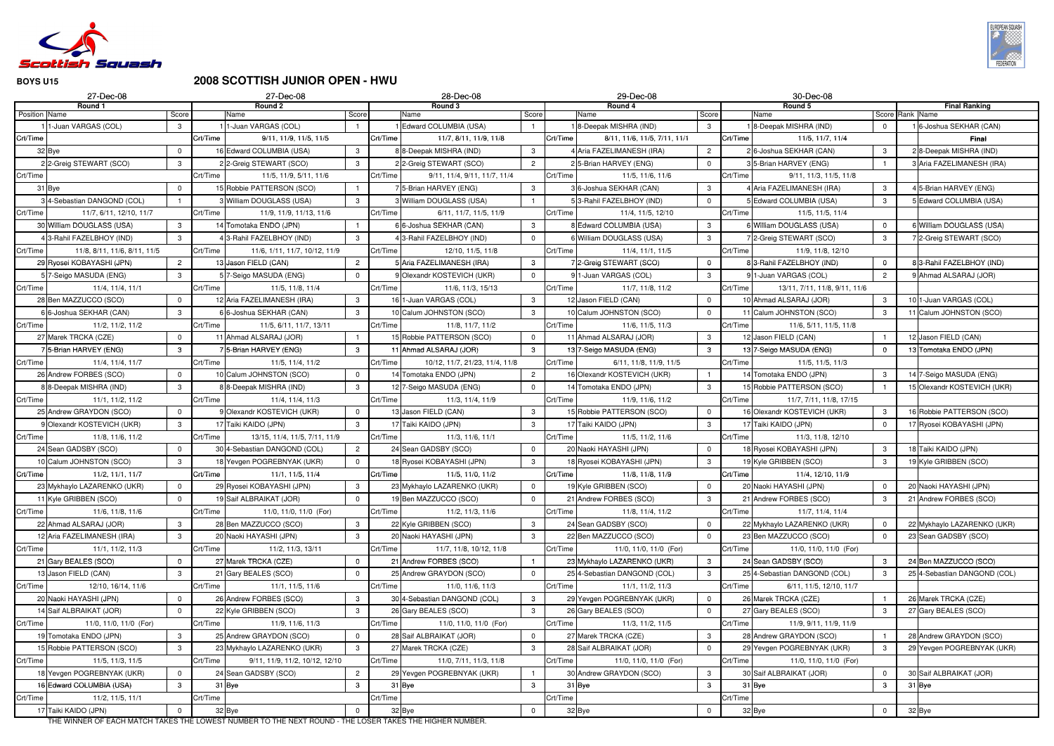**BOYS U15**

# 2008 SCOTTISH JUNIOR OPEN - HWU

| 27-Dec-08 | | | 27-Dec-08 | | | 28-Dec-08 | | | 29-Dec-08 | | | 30-Dec-08 | | | | |
|---|---|---|---|---|---|---|---|---|---|---|---|---|---|---|---|---|
| Round 1 | | | Round 2 | | | Round 3 | | | Round 4 | | | Round 5 | | | Final Ranking | |
| Position | Name | Score | | Name | Score | | Name | Score | | Name | Score | | Name | Score | Rank | Name |
| 1 | 1-Juan VARGAS (COL) | 3 | 1 | 1-Juan VARGAS (COL) | 1 | 1 | Edward COLUMBIA (USA) | 1 | 1 | 8-Deepak MISHRA (IND) | 3 | 1 | 8-Deepak MISHRA (IND) | 0 | 1 | 6-Joshua SEKHAR (CAN) |
| Crt/Time | | | Crt/Time | 9/11, 11/9, 11/5, 11/5 | | Crt/Time | 11/7, 8/11, 11/9, 11/8 | | Crt/Time | 8/11, 11/6, 11/5, 7/11, 11/1 | | Crt/Time | 11/5, 11/7, 11/4 | | | Final |
| 32 | Bye | 0 | 16 | Edward COLUMBIA (USA) | 3 | 8 | 8-Deepak MISHRA (IND) | 3 | 4 | Aria FAZELIMANESH (IRA) | 2 | 2 | 6-Joshua SEKHAR (CAN) | 3 | 2 | 8-Deepak MISHRA (IND) |
| 2 | 2-Greig STEWART (SCO) | 3 | 2 | 2-Greig STEWART (SCO) | 3 | 2 | 2-Greig STEWART (SCO) | 2 | 2 | 5-Brian HARVEY (ENG) | 0 | 3 | 5-Brian HARVEY (ENG) | 1 | 3 | Aria FAZELIMANESH (IRA) |
| Crt/Time | | | Crt/Time | 11/5, 11/9, 5/11, 11/6 | | Crt/Time | 9/11, 11/4, 9/11, 11/7, 11/4 | | Crt/Time | 11/5, 11/6, 11/6 | | Crt/Time | 9/11, 11/3, 11/5, 11/8 | | | |
| 31 | Bye | 0 | 15 | Robbie PATTERSON (SCO) | 1 | 7 | 5-Brian HARVEY (ENG) | 3 | 3 | 6-Joshua SEKHAR (CAN) | 3 | 4 | Aria FAZELIMANESH (IRA) | 3 | 4 | 5-Brian HARVEY (ENG) |
| 3 | 4-Sebastian DANGOND (COL) | 1 | 3 | William DOUGLASS (USA) | 3 | 3 | William DOUGLASS (USA) | 1 | 5 | 3-Rahil FAZELBHOY (IND) | 0 | 5 | Edward COLUMBIA (USA) | 3 | 5 | Edward COLUMBIA (USA) |
| Crt/Time | 11/7, 6/11, 12/10, 11/7 | | Crt/Time | 11/9, 11/9, 11/13, 11/6 | | Crt/Time | 6/11, 11/7, 11/5, 11/9 | | Crt/Time | 11/4, 11/5, 12/10 | | Crt/Time | 11/5, 11/5, 11/4 | | | |
| 30 | William DOUGLASS (USA) | 3 | 14 | Tomotaka ENDO (JPN) | 1 | 6 | 6-Joshua SEKHAR (CAN) | 3 | 8 | Edward COLUMBIA (USA) | 3 | 6 | William DOUGLASS (USA) | 0 | 6 | William DOUGLASS (USA) |
| 4 | 3-Rahil FAZELBHOY (IND) | 3 | 4 | 3-Rahil FAZELBHOY (IND) | 3 | 4 | 3-Rahil FAZELBHOY (IND) | 0 | 6 | William DOUGLASS (USA) | 3 | 7 | 2-Greig STEWART (SCO) | 3 | 7 | 2-Greig STEWART (SCO) |
| Crt/Time | 11/8, 8/11, 11/6, 8/11, 11/5 | | Crt/Time | 11/6, 1/11, 11/7, 10/12, 11/9 | | Crt/Time | 12/10, 11/5, 11/8 | | Crt/Time | 11/4, 11/1, 11/5 | | Crt/Time | 11/9, 11/8, 12/10 | | | |
| 29 | Ryosei KOBAYASHI (JPN) | 2 | 13 | Jason FIELD (CAN) | 2 | 5 | Aria FAZELIMANESH (IRA) | 3 | 7 | 2-Greig STEWART (SCO) | 0 | 8 | 3-Rahil FAZELBHOY (IND) | 0 | 8 | 3-Rahil FAZELBHOY (IND) |
| 5 | 7-Seigo MASUDA (ENG) | 3 | 5 | 7-Seigo MASUDA (ENG) | 0 | 9 | Olexandr KOSTEVICH (UKR) | 0 | 9 | 1-Juan VARGAS (COL) | 3 | 9 | 1-Juan VARGAS (COL) | 2 | 9 | Ahmad ALSARAJ (JOR) |
| Crt/Time | 11/4, 11/4, 11/1 | | Crt/Time | 11/5, 11/8, 11/4 | | Crt/Time | 11/6, 11/3, 15/13 | | Crt/Time | 11/7, 11/8, 11/2 | | Crt/Time | 13/11, 7/11, 11/8, 9/11, 11/6 | | | |
| 28 | Ben MAZZUCCO (SCO) | 0 | 12 | Aria FAZELIMANESH (IRA) | 3 | 16 | 1-Juan VARGAS (COL) | 3 | 12 | Jason FIELD (CAN) | 0 | 10 | Ahmad ALSARAJ (JOR) | 3 | 10 | 1-Juan VARGAS (COL) |
| 6 | 6-Joshua SEKHAR (CAN) | 3 | 6 | 6-Joshua SEKHAR (CAN) | 3 | 10 | Calum JOHNSTON (SCO) | 3 | 10 | Calum JOHNSTON (SCO) | 0 | 11 | Calum JOHNSTON (SCO) | 3 | 11 | Calum JOHNSTON (SCO) |
| Crt/Time | 11/2, 11/2, 11/2 | | Crt/Time | 11/5, 6/11, 11/7, 13/11 | | Crt/Time | 11/8, 11/7, 11/2 | | Crt/Time | 11/6, 11/5, 11/3 | | Crt/Time | 11/6, 5/11, 11/5, 11/8 | | | |
| 27 | Marek TRCKA (CZE) | 0 | 11 | Ahmad ALSARAJ (JOR) | 1 | 15 | Robbie PATTERSON (SCO) | 0 | 11 | Ahmad ALSARAJ (JOR) | 3 | 12 | Jason FIELD (CAN) | 1 | 12 | Jason FIELD (CAN) |
| 7 | 5-Brian HARVEY (ENG) | 3 | 7 | 5-Brian HARVEY (ENG) | 3 | 11 | Ahmad ALSARAJ (JOR) | 3 | 13 | 7-Seigo MASUDA (ENG) | 3 | 13 | 7-Seigo MASUDA (ENG) | 0 | 13 | Tomotaka ENDO (JPN) |
| Crt/Time | 11/4, 11/4, 11/7 | | Crt/Time | 11/5, 11/4, 11/2 | | Crt/Time | 10/12, 11/7, 21/23, 11/4, 11/8 | | Crt/Time | 11/6, 11/8, 11/9, 11/5 | | Crt/Time | 11/5, 11/5, 11/3 | | | |
| 26 | Andrew FORBES (SCO) | 0 | 10 | Calum JOHNSTON (SCO) | 0 | 14 | Tomotaka ENDO (JPN) | 2 | 16 | Olexandr KOSTEVICH (UKR) | 1 | 14 | Tomotaka ENDO (JPN) | 3 | 14 | 7-Seigo MASUDA (ENG) |
| 8 | 8-Deepak MISHRA (IND) | 3 | 8 | 8-Deepak MISHRA (IND) | 3 | 12 | 7-Seigo MASUDA (ENG) | 0 | 14 | Tomotaka ENDO (JPN) | 3 | 15 | Robbie PATTERSON (SCO) | 1 | 15 | Olexandr KOSTEVICH (UKR) |
| Crt/Time | 11/1, 11/2, 11/2 | | Crt/Time | 11/4, 11/4, 11/3 | | Crt/Time | 11/3, 11/4, 11/9 | | Crt/Time | 11/9, 11/6, 11/2 | | Crt/Time | 11/7, 7/11, 11/8, 17/15 | | | |
| 25 | Andrew GRAYDON (SCO) | 0 | 9 | Olexandr KOSTEVICH (UKR) | 0 | 13 | Jason FIELD (CAN) | 3 | 15 | Robbie PATTERSON (SCO) | 0 | 16 | Olexandr KOSTEVICH (UKR) | 3 | 16 | Robbie PATTERSON (SCO) |
| 9 | Olexandr KOSTEVICH (UKR) | 3 | 17 | Taiki KAIDO (JPN) | 3 | 17 | Taiki KAIDO (JPN) | 3 | 17 | Taiki KAIDO (JPN) | 3 | 17 | Taiki KAIDO (JPN) | 0 | 17 | Ryosei KOBAYASHI (JPN) |
| Crt/Time | 11/8, 11/6, 11/2 | | Crt/Time | 13/15, 11/4, 11/5, 7/11, 11/9 | | Crt/Time | 11/3, 11/6, 11/1 | | Crt/Time | 11/5, 11/2, 11/6 | | Crt/Time | 11/3, 11/8, 12/10 | | | |
| 24 | Sean GADSBY (SCO) | 0 | 30 | 4-Sebastian DANGOND (COL) | 2 | 24 | Sean GADSBY (SCO) | 0 | 20 | Naoki HAYASHI (JPN) | 0 | 18 | Ryosei KOBAYASHI (JPN) | 3 | 18 | Taiki KAIDO (JPN) |
| 10 | Calum JOHNSTON (SCO) | 3 | 18 | Yevgen POGREBNYAK (UKR) | 0 | 18 | Ryosei KOBAYASHI (JPN) | 3 | 18 | Ryosei KOBAYASHI (JPN) | 3 | 19 | Kyle GRIBBEN (SCO) | 3 | 19 | Kyle GRIBBEN (SCO) |
| Crt/Time | 11/2, 11/1, 11/7 | | Crt/Time | 11/1, 11/5, 11/4 | | Crt/Time | 11/5, 11/0, 11/2 | | Crt/Time | 11/8, 11/8, 11/9 | | Crt/Time | 11/4, 12/10, 11/9 | | | |
| 23 | Mykhaylo LAZARENKO (UKR) | 0 | 29 | Ryosei KOBAYASHI (JPN) | 3 | 23 | Mykhaylo LAZARENKO (UKR) | 0 | 19 | Kyle GRIBBEN (SCO) | 0 | 20 | Naoki HAYASHI (JPN) | 0 | 20 | Naoki HAYASHI (JPN) |
| 11 | Kyle GRIBBEN (SCO) | 0 | 19 | Saif ALBRAIKAT (JOR) | 0 | 19 | Ben MAZZUCCO (SCO) | 0 | 21 | Andrew FORBES (SCO) | 3 | 21 | Andrew FORBES (SCO) | 3 | 21 | Andrew FORBES (SCO) |
| Crt/Time | 11/6, 11/8, 11/6 | | Crt/Time | 11/0, 11/0, 11/0 (For) | | Crt/Time | 11/2, 11/3, 11/6 | | Crt/Time | 11/8, 11/4, 11/2 | | Crt/Time | 11/7, 11/4, 11/4 | | | |
| 22 | Ahmad ALSARAJ (JOR) | 3 | 28 | Ben MAZZUCCO (SCO) | 3 | 22 | Kyle GRIBBEN (SCO) | 3 | 24 | Sean GADSBY (SCO) | 0 | 22 | Mykhaylo LAZARENKO (UKR) | 0 | 22 | Mykhaylo LAZARENKO (UKR) |
| 12 | Aria FAZELIMANESH (IRA) | 3 | 20 | Naoki HAYASHI (JPN) | 3 | 20 | Naoki HAYASHI (JPN) | 3 | 22 | Ben MAZZUCCO (SCO) | 0 | 23 | Ben MAZZUCCO (SCO) | 0 | 23 | Sean GADSBY (SCO) |
| Crt/Time | 11/1, 11/2, 11/3 | | Crt/Time | 11/2, 11/3, 13/11 | | Crt/Time | 11/7, 11/8, 10/12, 11/8 | | Crt/Time | 11/0, 11/0, 11/0 (For) | | Crt/Time | 11/0, 11/0, 11/0 (For) | | | |
| 21 | Gary BEALES (SCO) | 0 | 27 | Marek TRCKA (CZE) | 0 | 21 | Andrew FORBES (SCO) | 1 | 23 | Mykhaylo LAZARENKO (UKR) | 3 | 24 | Sean GADSBY (SCO) | 3 | 24 | Ben MAZZUCCO (SCO) |
| 13 | Jason FIELD (CAN) | 3 | 21 | Gary BEALES (SCO) | 0 | 25 | Andrew GRAYDON (SCO) | 0 | 25 | 4-Sebastian DANGOND (COL) | 3 | 25 | 4-Sebastian DANGOND (COL) | 3 | 25 | 4-Sebastian DANGOND (COL) |
| Crt/Time | 12/10, 16/14, 11/6 | | Crt/Time | 11/1, 11/5, 11/6 | | Crt/Time | 11/0, 11/6, 11/3 | | Crt/Time | 11/1, 11/2, 11/3 | | Crt/Time | 6/11, 11/5, 12/10, 11/7 | | | |
| 20 | Naoki HAYASHI (JPN) | 0 | 26 | Andrew FORBES (SCO) | 3 | 30 | 4-Sebastian DANGOND (COL) | 3 | 29 | Yevgen POGREBNYAK (UKR) | 0 | 26 | Marek TRCKA (CZE) | 1 | 26 | Marek TRCKA (CZE) |
| 14 | Saif ALBRAIKAT (JOR) | 0 | 22 | Kyle GRIBBEN (SCO) | 3 | 26 | Gary BEALES (SCO) | 3 | 26 | Gary BEALES (SCO) | 0 | 27 | Gary BEALES (SCO) | 3 | 27 | Gary BEALES (SCO) |
| Crt/Time | 11/0, 11/0, 11/0 (For) | | Crt/Time | 11/9, 11/6, 11/3 | | Crt/Time | 11/0, 11/0, 11/0 (For) | | Crt/Time | 11/3, 11/2, 11/5 | | Crt/Time | 11/9, 9/11, 11/9, 11/9 | | | |
| 19 | Tomotaka ENDO (JPN) | 3 | 25 | Andrew GRAYDON (SCO) | 0 | 28 | Saif ALBRAIKAT (JOR) | 0 | 27 | Marek TRCKA (CZE) | 3 | 28 | Andrew GRAYDON (SCO) | 1 | 28 | Andrew GRAYDON (SCO) |
| 15 | Robbie PATTERSON (SCO) | 3 | 23 | Mykhaylo LAZARENKO (UKR) | 3 | 27 | Marek TRCKA (CZE) | 3 | 28 | Saif ALBRAIKAT (JOR) | 0 | 29 | Yevgen POGREBNYAK (UKR) | 3 | 29 | Yevgen POGREBNYAK (UKR) |
| Crt/Time | 11/5, 11/3, 11/5 | | Crt/Time | 9/11, 11/9, 11/2, 10/12, 12/10 | | Crt/Time | 11/0, 7/11, 11/3, 11/8 | | Crt/Time | 11/0, 11/0, 11/0 (For) | | Crt/Time | 11/0, 11/0, 11/0 (For) | | | |
| 18 | Yevgen POGREBNYAK (UKR) | 0 | 24 | Sean GADSBY (SCO) | 2 | 29 | Yevgen POGREBNYAK (UKR) | 1 | 30 | Andrew GRAYDON (SCO) | 3 | 30 | Saif ALBRAIKAT (JOR) | 0 | 30 | Saif ALBRAIKAT (JOR) |
| 16 | Edward COLUMBIA (USA) | 3 | 31 | Bye | 3 | 31 | Bye | 3 | 31 | Bye | 3 | 31 | Bye | 3 | 31 | Bye |
| Crt/Time | 11/2, 11/5, 11/1 | | Crt/Time | | | Crt/Time | | | Crt/Time | | | Crt/Time | | | | |
| 17 | Taiki KAIDO (JPN) | 0 | 32 | Bye | 0 | 32 | Bye | 0 | 32 | Bye | 0 | 32 | Bye | 0 | 32 | Bye |

THE WINNER OF EACH MATCH TAKES THE LOWEST NUMBER TO THE NEXT ROUND - THE LOSER TAKES THE HIGHER NUMBER.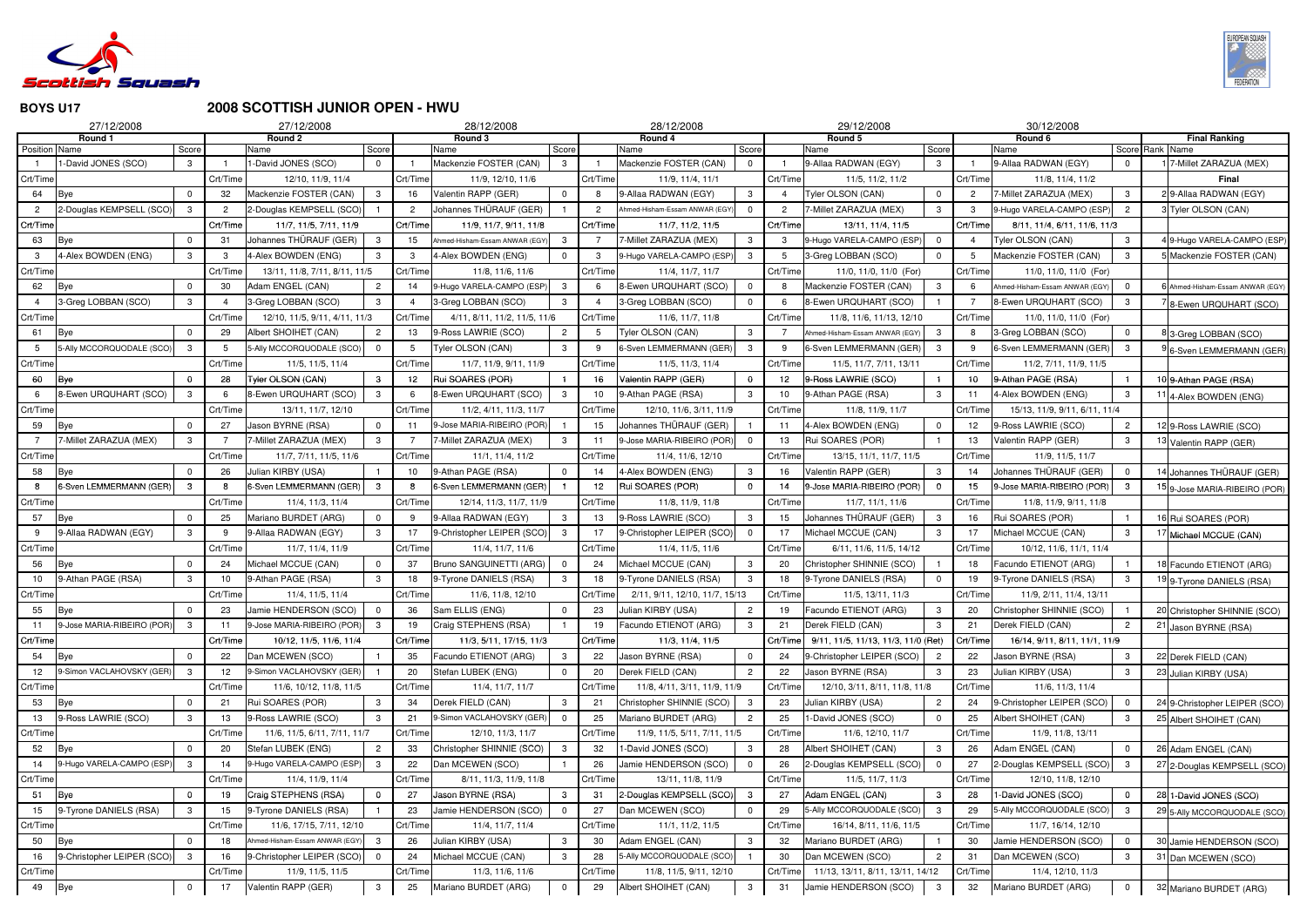# BOYS U17

## 2008 SCOTTISH JUNIOR OPEN - HWU

| 27/12/2008 | | | 27/12/2008 | | | 28/12/2008 | | | 28/12/2008 | | | 29/12/2008 | | | 30/12/2008 | | | | |
|---|---|---|---|---|---|---|---|---|---|---|---|---|---|---|---|---|---|---|---|
| Round 1 | | | Round 2 | | | Round 3 | | | Round 4 | | | Round 5 | | | Round 6 | | | Final Ranking | |
| Position | Name | Score | | Name | Score | | Name | Score | | Name | Score | | Name | Score | | Name | Score | Rank | Name |
| 1 | 1-David JONES (SCO) | 3 | 1 | 1-David JONES (SCO) | 0 | 1 | Mackenzie FOSTER (CAN) | 3 | 1 | Mackenzie FOSTER (CAN) | 0 | 1 | 9-Allaa RADWAN (EGY) | 3 | 1 | 9-Allaa RADWAN (EGY) | 0 | 1 | 7-Millet ZARAZUA (MEX) |
| Crt/Time | | | Crt/Time | 12/10, 11/9, 11/4 | | Crt/Time | 11/9, 12/10, 11/6 | | Crt/Time | 11/9, 11/4, 11/1 | | Crt/Time | 11/5, 11/2, 11/2 | | Crt/Time | 11/8, 11/4, 11/2 | | | Final |
| 64 | Bye | 0 | 32 | Mackenzie FOSTER (CAN) | 3 | 16 | Valentin RAPP (GER) | 0 | 8 | 9-Allaa RADWAN (EGY) | 3 | 4 | Tyler OLSON (CAN) | 0 | 2 | 7-Millet ZARAZUA (MEX) | 3 | 2 | 9-Allaa RADWAN (EGY) |
| 2 | 2-Douglas KEMPSELL (SCO) | 3 | 2 | 2-Douglas KEMPSELL (SCO) | 1 | 2 | Johannes THÜRAUF (GER) | 1 | 2 | Ahmed-Hisham-Essam ANWAR (EGY) | 0 | 2 | 7-Millet ZARAZUA (MEX) | 3 | 3 | 9-Hugo VARELA-CAMPO (ESP) | 2 | 3 | Tyler OLSON (CAN) |
| Crt/Time | | | Crt/Time | 11/7, 11/5, 7/11, 11/9 | | Crt/Time | 11/9, 11/7, 9/11, 11/8 | | Crt/Time | 11/7, 11/2, 11/5 | | Crt/Time | 13/11, 11/4, 11/5 | | Crt/Time | 8/11, 11/4, 6/11, 11/6, 11/3 | | | |
| 63 | Bye | 0 | 31 | Johannes THÜRAUF (GER) | 3 | 15 | Ahmed-Hisham-Essam ANWAR (EGY) | 3 | 7 | 7-Millet ZARAZUA (MEX) | 3 | 3 | 9-Hugo VARELA-CAMPO (ESP) | 0 | 4 | Tyler OLSON (CAN) | 3 | 4 | 9-Hugo VARELA-CAMPO (ESP) |
| 3 | 4-Alex BOWDEN (ENG) | 3 | 3 | 4-Alex BOWDEN (ENG) | 3 | 3 | 4-Alex BOWDEN (ENG) | 0 | 3 | 9-Hugo VARELA-CAMPO (ESP) | 3 | 5 | 3-Greg LOBBAN (SCO) | 0 | 5 | Mackenzie FOSTER (CAN) | 3 | 5 | Mackenzie FOSTER (CAN) |
| Crt/Time | | | Crt/Time | 13/11, 11/8, 7/11, 8/11, 11/5 | | Crt/Time | 11/8, 11/6, 11/6 | | Crt/Time | 11/4, 11/7, 11/7 | | Crt/Time | 11/0, 11/0, 11/0 (For) | | Crt/Time | 11/0, 11/0, 11/0 (For) | | | |
| 62 | Bye | 0 | 30 | Adam ENGEL (CAN) | 2 | 14 | 9-Hugo VARELA-CAMPO (ESP) | 3 | 6 | 8-Ewen URQUHART (SCO) | 0 | 8 | Mackenzie FOSTER (CAN) | 3 | 6 | Ahmed-Hisham-Essam ANWAR (EGY) | 0 | 6 | Ahmed-Hisham-Essam ANWAR (EGY) |
| 4 | 3-Greg LOBBAN (SCO) | 3 | 4 | 3-Greg LOBBAN (SCO) | 3 | 4 | 3-Greg LOBBAN (SCO) | 3 | 4 | 3-Greg LOBBAN (SCO) | 0 | 6 | 8-Ewen URQUHART (SCO) | 1 | 7 | 8-Ewen URQUHART (SCO) | 3 | 7 | 8-Ewen URQUHART (SCO) |
| Crt/Time | | | Crt/Time | 12/10, 11/5, 9/11, 4/11, 11/3 | | Crt/Time | 4/11, 8/11, 11/2, 11/5, 11/6 | | Crt/Time | 11/6, 11/7, 11/8 | | Crt/Time | 11/8, 11/6, 11/13, 12/10 | | Crt/Time | 11/0, 11/0, 11/0 (For) | | | |
| 61 | Bye | 0 | 29 | Albert SHOIHET (CAN) | 2 | 13 | 9-Ross LAWRIE (SCO) | 2 | 5 | Tyler OLSON (CAN) | 3 | 7 | Ahmed-Hisham-Essam ANWAR (EGY) | 3 | 8 | 3-Greg LOBBAN (SCO) | 0 | 8 | 3-Greg LOBBAN (SCO) |
| 5 | 5-Ally MCCORQUODALE (SCO) | 3 | 5 | 5-Ally MCCORQUODALE (SCO) | 0 | 5 | Tyler OLSON (CAN) | 3 | 9 | 6-Sven LEMMERMANN (GER) | 3 | 9 | 6-Sven LEMMERMANN (GER) | 3 | 9 | 6-Sven LEMMERMANN (GER) | 3 | 9 | 6-Sven LEMMERMANN (GER) |
| Crt/Time | | | Crt/Time | 11/5, 11/5, 11/4 | | Crt/Time | 11/7, 11/9, 9/11, 11/9 | | Crt/Time | 11/5, 11/3, 11/4 | | Crt/Time | 11/5, 11/7, 7/11, 13/11 | | Crt/Time | 11/2, 7/11, 11/9, 11/5 | | | |
| 60 | Bye | 0 | 28 | Tyler OLSON (CAN) | 3 | 12 | Rui SOARES (POR) | 1 | 16 | Valentin RAPP (GER) | 0 | 12 | 9-Ross LAWRIE (SCO) | 1 | 10 | 9-Athan PAGE (RSA) | 1 | 10 | 9-Athan PAGE (RSA) |
| 6 | 8-Ewen URQUHART (SCO) | 3 | 6 | 8-Ewen URQUHART (SCO) | 3 | 6 | 8-Ewen URQUHART (SCO) | 3 | 10 | 9-Athan PAGE (RSA) | 3 | 10 | 9-Athan PAGE (RSA) | 3 | 11 | 4-Alex BOWDEN (ENG) | 3 | 11 | 4-Alex BOWDEN (ENG) |
| Crt/Time | | | Crt/Time | 13/11, 11/7, 12/10 | | Crt/Time | 11/2, 4/11, 11/3, 11/7 | | Crt/Time | 12/10, 11/6, 3/11, 11/9 | | Crt/Time | 11/8, 11/9, 11/7 | | Crt/Time | 15/13, 11/9, 9/11, 6/11, 11/4 | | | |
| 59 | Bye | 0 | 27 | Jason BYRNE (RSA) | 0 | 11 | 9-Jose MARIA-RIBEIRO (POR) | 1 | 15 | Johannes THÜRAUF (GER) | 1 | 11 | 4-Alex BOWDEN (ENG) | 0 | 12 | 9-Ross LAWRIE (SCO) | 2 | 12 | 9-Ross LAWRIE (SCO) |
| 7 | 7-Millet ZARAZUA (MEX) | 3 | 7 | 7-Millet ZARAZUA (MEX) | 3 | 7 | 7-Millet ZARAZUA (MEX) | 3 | 11 | 9-Jose MARIA-RIBEIRO (POR) | 0 | 13 | Rui SOARES (POR) | 1 | 13 | Valentin RAPP (GER) | 3 | 13 | Valentin RAPP (GER) |
| Crt/Time | | | Crt/Time | 11/7, 7/11, 11/5, 11/6 | | Crt/Time | 11/1, 11/4, 11/2 | | Crt/Time | 11/4, 11/6, 12/10 | | Crt/Time | 13/15, 11/1, 11/7, 11/5 | | Crt/Time | 11/9, 11/5, 11/7 | | | |
| 58 | Bye | 0 | 26 | Julian KIRBY (USA) | 1 | 10 | 9-Athan PAGE (RSA) | 0 | 14 | 4-Alex BOWDEN (ENG) | 3 | 16 | Valentin RAPP (GER) | 3 | 14 | Johannes THÜRAUF (GER) | 0 | 14 | Johannes THÜRAUF (GER) |
| 8 | 6-Sven LEMMERMANN (GER) | 3 | 8 | 6-Sven LEMMERMANN (GER) | 3 | 8 | 6-Sven LEMMERMANN (GER) | 1 | 12 | Rui SOARES (POR) | 0 | 14 | 9-Jose MARIA-RIBEIRO (POR) | 0 | 15 | 9-Jose MARIA-RIBEIRO (POR) | 3 | 15 | 9-Jose MARIA-RIBEIRO (POR) |
| Crt/Time | | | Crt/Time | 11/4, 11/3, 11/4 | | Crt/Time | 12/14, 11/3, 11/7, 11/9 | | Crt/Time | 11/8, 11/9, 11/8 | | Crt/Time | 11/7, 11/1, 11/6 | | Crt/Time | 11/8, 11/9, 9/11, 11/8 | | | |
| 57 | Bye | 0 | 25 | Mariano BURDET (ARG) | 0 | 9 | 9-Allaa RADWAN (EGY) | 3 | 13 | 9-Ross LAWRIE (SCO) | 3 | 15 | Johannes THÜRAUF (GER) | 3 | 16 | Rui SOARES (POR) | 1 | 16 | Rui SOARES (POR) |
| 9 | 9-Allaa RADWAN (EGY) | 3 | 9 | 9-Allaa RADWAN (EGY) | 3 | 17 | 9-Christopher LEIPER (SCO) | 3 | 17 | 9-Christopher LEIPER (SCO) | 0 | 17 | Michael MCCUE (CAN) | 3 | 17 | Michael MCCUE (CAN) | 3 | 17 | Michael MCCUE (CAN) |
| Crt/Time | | | Crt/Time | 11/7, 11/4, 11/9 | | Crt/Time | 11/4, 11/7, 11/6 | | Crt/Time | 11/4, 11/5, 11/6 | | Crt/Time | 6/11, 11/6, 11/5, 14/12 | | Crt/Time | 10/12, 11/6, 11/1, 11/4 | | | |
| 56 | Bye | 0 | 24 | Michael MCCUE (CAN) | 0 | 37 | Bruno SANGUINETTI (ARG) | 0 | 24 | Michael MCCUE (CAN) | 3 | 20 | Christopher SHINNIE (SCO) | 1 | 18 | Facundo ETIENOT (ARG) | 1 | 18 | Facundo ETIENOT (ARG) |
| 10 | 9-Athan PAGE (RSA) | 3 | 10 | 9-Athan PAGE (RSA) | 3 | 18 | 9-Tyrone DANIELS (RSA) | 3 | 18 | 9-Tyrone DANIELS (RSA) | 3 | 18 | 9-Tyrone DANIELS (RSA) | 0 | 19 | 9-Tyrone DANIELS (RSA) | 3 | 19 | 9-Tyrone DANIELS (RSA) |
| Crt/Time | | | Crt/Time | 11/4, 11/5, 11/4 | | Crt/Time | 11/6, 11/8, 12/10 | | Crt/Time | 2/11, 9/11, 12/10, 11/7, 15/13 | | Crt/Time | 11/5, 13/11, 11/3 | | Crt/Time | 11/9, 2/11, 11/4, 13/11 | | | |
| 55 | Bye | 0 | 23 | Jamie HENDERSON (SCO) | 0 | 36 | Sam ELLIS (ENG) | 0 | 23 | Julian KIRBY (USA) | 2 | 19 | Facundo ETIENOT (ARG) | 3 | 20 | Christopher SHINNIE (SCO) | 1 | 20 | Christopher SHINNIE (SCO) |
| 11 | 9-Jose MARIA-RIBEIRO (POR) | 3 | 11 | 9-Jose MARIA-RIBEIRO (POR) | 3 | 19 | Craig STEPHENS (RSA) | 1 | 19 | Facundo ETIENOT (ARG) | 3 | 21 | Derek FIELD (CAN) | 3 | 21 | Derek FIELD (CAN) | 2 | 21 | Jason BYRNE (RSA) |
| Crt/Time | | | Crt/Time | 10/12, 11/5, 11/6, 11/4 | | Crt/Time | 11/3, 5/11, 17/15, 11/3 | | Crt/Time | 11/3, 11/4, 11/5 | | Crt/Time | 9/11, 11/5, 11/13, 11/3, 11/0 (Ret) | | Crt/Time | 16/14, 9/11, 8/11, 11/1, 11/9 | | | |
| 54 | Bye | 0 | 22 | Dan MCEWEN (SCO) | 1 | 35 | Facundo ETIENOT (ARG) | 3 | 22 | Jason BYRNE (RSA) | 0 | 24 | 9-Christopher LEIPER (SCO) | 2 | 22 | Jason BYRNE (RSA) | 3 | 22 | Derek FIELD (CAN) |
| 12 | 9-Simon VACLAHOVSKY (GER) | 3 | 12 | 9-Simon VACLAHOVSKY (GER) | 1 | 20 | Stefan LUBEK (ENG) | 0 | 20 | Derek FIELD (CAN) | 2 | 22 | Jason BYRNE (RSA) | 3 | 23 | Julian KIRBY (USA) | 3 | 23 | Julian KIRBY (USA) |
| Crt/Time | | | Crt/Time | 11/6, 10/12, 11/8, 11/5 | | Crt/Time | 11/4, 11/7, 11/7 | | Crt/Time | 11/8, 4/11, 3/11, 11/9, 11/9 | | Crt/Time | 12/10, 3/11, 8/11, 11/8, 11/8 | | Crt/Time | 11/6, 11/3, 11/4 | | | |
| 53 | Bye | 0 | 21 | Rui SOARES (POR) | 3 | 34 | Derek FIELD (CAN) | 3 | 21 | Christopher SHINNIE (SCO) | 3 | 23 | Julian KIRBY (USA) | 2 | 24 | 9-Christopher LEIPER (SCO) | 0 | 24 | 9-Christopher LEIPER (SCO) |
| 13 | 9-Ross LAWRIE (SCO) | 3 | 13 | 9-Ross LAWRIE (SCO) | 3 | 21 | 9-Simon VACLAHOVSKY (GER) | 0 | 25 | Mariano BURDET (ARG) | 2 | 25 | 1-David JONES (SCO) | 0 | 25 | Albert SHOIHET (CAN) | 3 | 25 | Albert SHOIHET (CAN) |
| Crt/Time | | | Crt/Time | 11/6, 11/5, 6/11, 7/11, 11/7 | | Crt/Time | 12/10, 11/3, 11/7 | | Crt/Time | 11/9, 11/5, 5/11, 7/11, 11/5 | | Crt/Time | 11/6, 12/10, 11/7 | | Crt/Time | 11/9, 11/8, 13/11 | | | |
| 52 | Bye | 0 | 20 | Stefan LUBEK (ENG) | 2 | 33 | Christopher SHINNIE (SCO) | 3 | 32 | 1-David JONES (SCO) | 3 | 28 | Albert SHOIHET (CAN) | 3 | 26 | Adam ENGEL (CAN) | 0 | 26 | Adam ENGEL (CAN) |
| 14 | 9-Hugo VARELA-CAMPO (ESP) | 3 | 14 | 9-Hugo VARELA-CAMPO (ESP) | 3 | 22 | Dan MCEWEN (SCO) | 1 | 26 | Jamie HENDERSON (SCO) | 0 | 26 | 2-Douglas KEMPSELL (SCO) | 0 | 27 | 2-Douglas KEMPSELL (SCO) | 3 | 27 | 2-Douglas KEMPSELL (SCO) |
| Crt/Time | | | Crt/Time | 11/4, 11/9, 11/4 | | Crt/Time | 8/11, 11/3, 11/9, 11/8 | | Crt/Time | 13/11, 11/8, 11/9 | | Crt/Time | 11/5, 11/7, 11/3 | | Crt/Time | 12/10, 11/8, 12/10 | | | |
| 51 | Bye | 0 | 19 | Craig STEPHENS (RSA) | 0 | 27 | Jason BYRNE (RSA) | 3 | 31 | 2-Douglas KEMPSELL (SCO) | 3 | 27 | Adam ENGEL (CAN) | 3 | 28 | 1-David JONES (SCO) | 0 | 28 | 1-David JONES (SCO) |
| 15 | 9-Tyrone DANIELS (RSA) | 3 | 15 | 9-Tyrone DANIELS (RSA) | 1 | 23 | Jamie HENDERSON (SCO) | 0 | 27 | Dan MCEWEN (SCO) | 0 | 29 | 5-Ally MCCORQUODALE (SCO) | 3 | 29 | 5-Ally MCCORQUODALE (SCO) | 3 | 29 | 5-Ally MCCORQUODALE (SCO) |
| Crt/Time | | | Crt/Time | 11/6, 17/15, 7/11, 12/10 | | Crt/Time | 11/4, 11/7, 11/4 | | Crt/Time | 11/1, 11/2, 11/5 | | Crt/Time | 16/14, 8/11, 11/6, 11/5 | | Crt/Time | 11/7, 16/14, 12/10 | | | |
| 50 | Bye | 0 | 18 | Ahmed-Hisham-Essam ANWAR (EGY) | 3 | 26 | Julian KIRBY (USA) | 3 | 30 | Adam ENGEL (CAN) | 3 | 32 | Mariano BURDET (ARG) | 1 | 30 | Jamie HENDERSON (SCO) | 0 | 30 | Jamie HENDERSON (SCO) |
| 16 | 9-Christopher LEIPER (SCO) | 3 | 16 | 9-Christopher LEIPER (SCO) | 0 | 24 | Michael MCCUE (CAN) | 3 | 28 | 5-Ally MCCORQUODALE (SCO) | 1 | 30 | Dan MCEWEN (SCO) | 2 | 31 | Dan MCEWEN (SCO) | 3 | 31 | Dan MCEWEN (SCO) |
| Crt/Time | | | Crt/Time | 11/9, 11/5, 11/5 | | Crt/Time | 11/3, 11/6, 11/6 | | Crt/Time | 11/8, 11/5, 9/11, 12/10 | | Crt/Time | 11/13, 13/11, 8/11, 13/11, 14/12 | | Crt/Time | 11/4, 12/10, 11/3 | | | |
| 49 | Bye | 0 | 17 | Valentin RAPP (GER) | 3 | 25 | Mariano BURDET (ARG) | 0 | 29 | Albert SHOIHET (CAN) | 3 | 31 | Jamie HENDERSON (SCO) | 3 | 32 | Mariano BURDET (ARG) | 0 | 32 | Mariano BURDET (ARG) |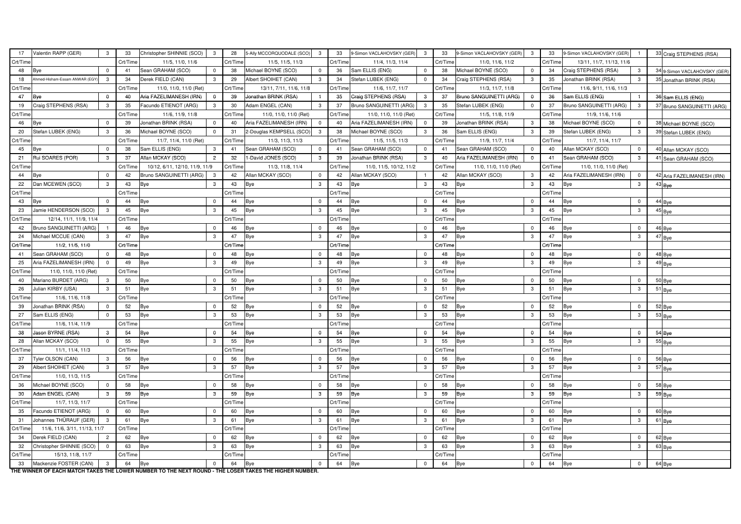| # | Player | Score | # | Player | Score | # | Player | Score | # | Player | Score | # | Player | Score | # | Player | Score | Position |
|---|---|---|---|---|---|---|---|---|---|---|---|---|---|---|---|---|---|---|
| 17 | Valentin RAPP (GER) | 3 | 33 | Christopher SHINNIE (SCO) | 3 | 28 | 5-Ally MCCORQUODALE (SCO) | 3 | 33 | 9-Simon VACLAHOVSKY (GER) | 3 | 33 | 9-Simon VACLAHOVSKY (GER) | 3 | 33 | 9-Simon VACLAHOVSKY (GER) | 1 | 33 Craig STEPHENS (RSA) |
| Crt/Time | | | Crt/Time | 11/5, 11/0, 11/6 | | Crt/Time | 11/5, 11/5, 11/3 | | Crt/Time | 11/4, 11/3, 11/4 | | Crt/Time | 11/0, 11/6, 11/2 | | Crt/Time | 13/11, 11/7, 11/13, 11/6 | | |
| 48 | Bye | 0 | 41 | Sean GRAHAM (SCO) | 0 | 38 | Michael BOYNE (SCO) | 0 | 36 | Sam ELLIS (ENG) | 0 | 38 | Michael BOYNE (SCO) | 0 | 34 | Craig STEPHENS (RSA) | 3 | 34 9-Simon VACLAHOVSKY (GER) |
| 18 | Ahmed-Hisham-Essam ANWAR (EGY) | 3 | 34 | Derek FIELD (CAN) | 3 | 29 | Albert SHOIHET (CAN) | 3 | 34 | Stefan LUBEK (ENG) | 0 | 34 | Craig STEPHENS (RSA) | 3 | 35 | Jonathan BRINK (RSA) | 3 | 35 Jonathan BRINK (RSA) |
| Crt/Time | | | Crt/Time | 11/0, 11/0, 11/0 (Ret) | | Crt/Time | 13/11, 7/11, 11/6, 11/8 | | Crt/Time | 11/6, 11/7, 11/7 | | Crt/Time | 11/3, 11/7, 11/8 | | Crt/Time | 11/6, 9/11, 11/6, 11/3 | | |
| 47 | Bye | 0 | 40 | Aria FAZELIMANESH (IRN) | 0 | 39 | Jonathan BRINK (RSA) | 1 | 35 | Craig STEPHENS (RSA) | 3 | 37 | Bruno SANGUINETTI (ARG) | 0 | 36 | Sam ELLIS (ENG) | 1 | 36 Sam ELLIS (ENG) |
| 19 | Craig STEPHENS (RSA) | 3 | 35 | Facundo ETIENOT (ARG) | 3 | 30 | Adam ENGEL (CAN) | 3 | 37 | Bruno SANGUINETTI (ARG) | 3 | 35 | Stefan LUBEK (ENG) | 0 | 37 | Bruno SANGUINETTI (ARG) | 3 | 37 Bruno SANGUINETTI (ARG) |
| Crt/Time | | | Crt/Time | 11/6, 11/9, 11/8 | | Crt/Time | 11/0, 11/0, 11/0 (Ret) | | Crt/Time | 11/0, 11/0, 11/0 (Ret) | | Crt/Time | 11/5, 11/8, 11/9 | | Crt/Time | 11/9, 11/6, 11/6 | | |
| 46 | Bye | 0 | 39 | Jonathan BRINK (RSA) | 0 | 40 | Aria FAZELIMANESH (IRN) | 0 | 40 | Aria FAZELIMANESH (IRN) | 0 | 39 | Jonathan BRINK (RSA) | 3 | 38 | Michael BOYNE (SCO) | 0 | 38 Michael BOYNE (SCO) |
| 20 | Stefan LUBEK (ENG) | 3 | 36 | Michael BOYNE (SCO) | 0 | 31 | 2-Douglas KEMPSELL (SCO) | 3 | 38 | Michael BOYNE (SCO) | 3 | 36 | Sam ELLIS (ENG) | 3 | 39 | Stefan LUBEK (ENG) | 3 | 39 Stefan LUBEK (ENG) |
| Crt/Time | | | Crt/Time | 11/7, 11/4, 11/0 (Ret) | | Crt/Time | 11/3, 11/3, 11/3 | | Crt/Time | 11/5, 11/5, 11/3 | | Crt/Time | 11/9, 11/7, 11/4 | | Crt/Time | 11/7, 11/4, 11/7 | | |
| 45 | Bye | 0 | 38 | Sam ELLIS (ENG) | 3 | 41 | Sean GRAHAM (SCO) | 0 | 41 | Sean GRAHAM (SCO) | 0 | 41 | Sean GRAHAM (SCO) | 0 | 40 | Allan MCKAY (SCO) | 0 | 40 Allan MCKAY (SCO) |
| 21 | Rui SOARES (POR) | 3 | 37 | Allan MCKAY (SCO) | 2 | 32 | 1-David JONES (SCO) | 3 | 39 | Jonathan BRINK (RSA) | 3 | 40 | Aria FAZELIMANESH (IRN) | 0 | 41 | Sean GRAHAM (SCO) | 3 | 41 Sean GRAHAM (SCO) |
| Crt/Time | | | Crt/Time | 10/12, 6/11, 12/10, 11/9, 11/9 | | Crt/Time | 11/3, 11/8, 11/4 | | Crt/Time | 11/0, 11/5, 10/12, 11/2 | | Crt/Time | 11/0, 11/0, 11/0 (Ret) | | Crt/Time | 11/0, 11/0, 11/0 (Ret) | | |
| 44 | Bye | 0 | 42 | Bruno SANGUINETTI (ARG) | 3 | 42 | Allan MCKAY (SCO) | 0 | 42 | Allan MCKAY (SCO) | 1 | 42 | Allan MCKAY (SCO) | 3 | 42 | Aria FAZELIMANESH (IRN) | 0 | 42 Aria FAZELIMANESH (IRN) |
| 22 | Dan MCEWEN (SCO) | 3 | 43 | Bye | 3 | 43 | Bye | 3 | 43 | Bye | 3 | 43 | Bye | 3 | 43 | Bye | 3 | 43 Bye |
| Crt/Time | | | Crt/Time | | | Crt/Time | | | Crt/Time | | | Crt/Time | | | Crt/Time | | | |
| 43 | Bye | 0 | 44 | Bye | 0 | 44 | Bye | 0 | 44 | Bye | 0 | 44 | Bye | 0 | 44 | Bye | 0 | 44 Bye |
| 23 | Jamie HENDERSON (SCO) | 3 | 45 | Bye | 3 | 45 | Bye | 3 | 45 | Bye | 3 | 45 | Bye | 3 | 45 | Bye | 3 | 45 Bye |
| Crt/Time | 12/14, 11/1, 11/9, 11/4 | | Crt/Time | | | Crt/Time | | | Crt/Time | | | Crt/Time | | | Crt/Time | | | |
| 42 | Bruno SANGUINETTI (ARG) | 1 | 46 | Bye | 0 | 46 | Bye | 0 | 46 | Bye | 0 | 46 | Bye | 0 | 46 | Bye | 0 | 46 Bye |
| 24 | Michael MCCUE (CAN) | 3 | 47 | Bye | 3 | 47 | Bye | 3 | 47 | Bye | 3 | 47 | Bye | 3 | 47 | Bye | 3 | 47 Bye |
| Crt/Time | 11/2, 11/5, 11/0 | | Crt/Time | | | Crt/Time | | | Crt/Time | | | Crt/Time | | | Crt/Time | | | |
| 41 | Sean GRAHAM (SCO) | 0 | 48 | Bye | 0 | 48 | Bye | 0 | 48 | Bye | 0 | 48 | Bye | 0 | 48 | Bye | 0 | 48 Bye |
| 25 | Aria FAZELIMANESH (IRN) | 0 | 49 | Bye | 3 | 49 | Bye | 3 | 49 | Bye | 3 | 49 | Bye | 3 | 49 | Bye | 3 | 49 Bye |
| Crt/Time | 11/0, 11/0, 11/0 (Ret) | | Crt/Time | | | Crt/Time | | | Crt/Time | | | Crt/Time | | | Crt/Time | | | |
| 40 | Mariano BURDET (ARG) | 3 | 50 | Bye | 0 | 50 | Bye | 0 | 50 | Bye | 0 | 50 | Bye | 0 | 50 | Bye | 0 | 50 Bye |
| 26 | Julian KIRBY (USA) | 3 | 51 | Bye | 3 | 51 | Bye | 3 | 51 | Bye | 3 | 51 | Bye | 3 | 51 | Bye | 3 | 51 Bye |
| Crt/Time | 11/6, 11/6, 11/8 | | Crt/Time | | | Crt/Time | | | Crt/Time | | | Crt/Time | | | Crt/Time | | | |
| 39 | Jonathan BRINK (RSA) | 0 | 52 | Bye | 0 | 52 | Bye | 0 | 52 | Bye | 0 | 52 | Bye | 0 | 52 | Bye | 0 | 52 Bye |
| 27 | Sam ELLIS (ENG) | 0 | 53 | Bye | 3 | 53 | Bye | 3 | 53 | Bye | 3 | 53 | Bye | 3 | 53 | Bye | 3 | 53 Bye |
| Crt/Time | 11/6, 11/4, 11/9 | | Crt/Time | | | Crt/Time | | | Crt/Time | | | Crt/Time | | | Crt/Time | | | |
| 38 | Jason BYRNE (RSA) | 3 | 54 | Bye | 0 | 54 | Bye | 0 | 54 | Bye | 0 | 54 | Bye | 0 | 54 | Bye | 0 | 54 Bye |
| 28 | Allan MCKAY (SCO) | 0 | 55 | Bye | 3 | 55 | Bye | 3 | 55 | Bye | 3 | 55 | Bye | 3 | 55 | Bye | 3 | 55 Bye |
| Crt/Time | 11/1, 11/4, 11/3 | | Crt/Time | | | Crt/Time | | | Crt/Time | | | Crt/Time | | | Crt/Time | | | |
| 37 | Tyler OLSON (CAN) | 3 | 56 | Bye | 0 | 56 | Bye | 0 | 56 | Bye | 0 | 56 | Bye | 0 | 56 | Bye | 0 | 56 Bye |
| 29 | Albert SHOIHET (CAN) | 3 | 57 | Bye | 3 | 57 | Bye | 3 | 57 | Bye | 3 | 57 | Bye | 3 | 57 | Bye | 3 | 57 Bye |
| Crt/Time | 11/0, 11/3, 11/5 | | Crt/Time | | | Crt/Time | | | Crt/Time | | | Crt/Time | | | Crt/Time | | | |
| 36 | Michael BOYNE (SCO) | 0 | 58 | Bye | 0 | 58 | Bye | 0 | 58 | Bye | 0 | 58 | Bye | 0 | 58 | Bye | 0 | 58 Bye |
| 30 | Adam ENGEL (CAN) | 3 | 59 | Bye | 3 | 59 | Bye | 3 | 59 | Bye | 3 | 59 | Bye | 3 | 59 | Bye | 3 | 59 Bye |
| Crt/Time | 11/7, 11/3, 11/7 | | Crt/Time | | | Crt/Time | | | Crt/Time | | | Crt/Time | | | Crt/Time | | | |
| 35 | Facundo ETIENOT (ARG) | 0 | 60 | Bye | 0 | 60 | Bye | 0 | 60 | Bye | 0 | 60 | Bye | 0 | 60 | Bye | 0 | 60 Bye |
| 31 | Johannes THÜRAUF (GER) | 3 | 61 | Bye | 3 | 61 | Bye | 3 | 61 | Bye | 3 | 61 | Bye | 3 | 61 | Bye | 3 | 61 Bye |
| Crt/Time | 11/6, 11/6, 3/11, 11/13, 11/7 | | Crt/Time | | | Crt/Time | | | Crt/Time | | | Crt/Time | | | Crt/Time | | | |
| 34 | Derek FIELD (CAN) | 2 | 62 | Bye | 0 | 62 | Bye | 0 | 62 | Bye | 0 | 62 | Bye | 0 | 62 | Bye | 0 | 62 Bye |
| 32 | Christopher SHINNIE (SCO) | 0 | 63 | Bye | 3 | 63 | Bye | 3 | 63 | Bye | 3 | 63 | Bye | 3 | 63 | Bye | 3 | 63 Bye |
| Crt/Time | 15/13, 11/8, 11/7 | | Crt/Time | | | Crt/Time | | | Crt/Time | | | Crt/Time | | | Crt/Time | | | |
| 33 | Mackenzie FOSTER (CAN) | 3 | 64 | Bye | 0 | 64 | Bye | 0 | 64 | Bye | 0 | 64 | Bye | 0 | 64 | Bye | 0 | 64 Bye |

**THE WINNER OF EACH MATCH TAKES THE LOWER NUMBER TO THE NEXT ROUND - THE LOSER TAKES THE HIGHER NUMBER.**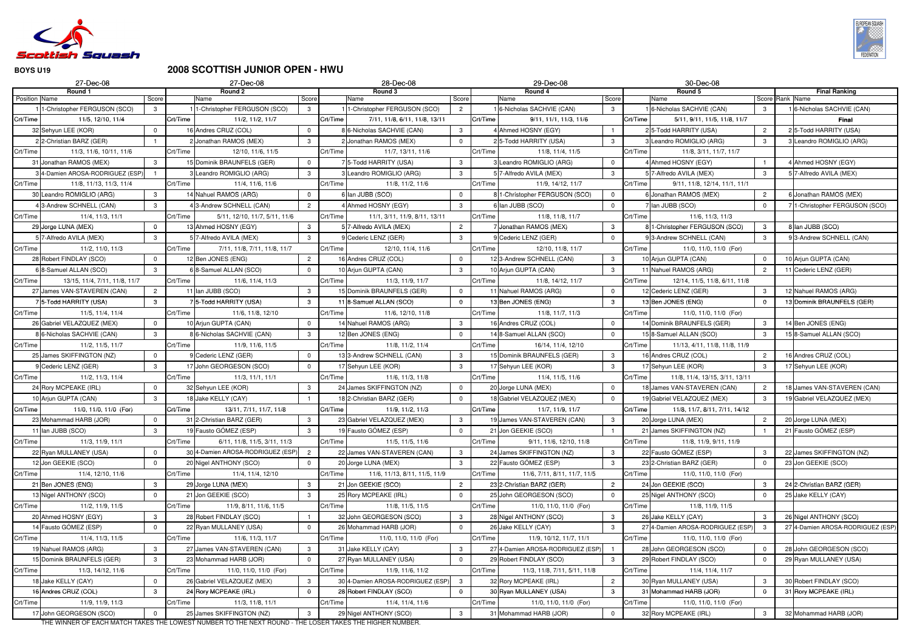# BOYS U19

## 2008 SCOTTISH JUNIOR OPEN - HWU

| 27-Dec-08 | | | 27-Dec-08 | | | 28-Dec-08 | | | 29-Dec-08 | | | 30-Dec-08 | | | | |
|---|---|---|---|---|---|---|---|---|---|---|---|---|---|---|---|---|
| Round 1 | | | Round 2 | | | Round 3 | | | Round 4 | | | Round 5 | | | Final Ranking | |
| Position | Name | Score | | Name | Score | | Name | Score | | Name | Score | | Name | Score | Rank | Name |
| 1 | 1-Christopher FERGUSON (SCO) | 3 | 1 | 1-Christopher FERGUSON (SCO) | 3 | 1 | 1-Christopher FERGUSON (SCO) | 2 | 1 | 6-Nicholas SACHVIE (CAN) | 3 | 1 | 6-Nicholas SACHVIE (CAN) | 3 | 1 | 6-Nicholas SACHVIE (CAN) |
| Crt/Time | 11/5, 12/10, 11/4 | | Crt/Time | 11/2, 11/2, 11/7 | | Crt/Time | 7/11, 11/8, 6/11, 11/8, 13/11 | | Crt/Time | 9/11, 11/1, 11/3, 11/6 | | Crt/Time | 5/11, 9/11, 11/5, 11/8, 11/7 | | | **Final** |
| 32 | Sehyun LEE (KOR) | 0 | 16 | Andres CRUZ (COL) | 0 | 8 | 6-Nicholas SACHVIE (CAN) | 3 | 4 | Ahmed HOSNY (EGY) | 1 | 2 | 5-Todd HARRITY (USA) | 2 | 2 | 5-Todd HARRITY (USA) |
| 2 | 2-Christian BARZ (GER) | 1 | 2 | Jonathan RAMOS (MEX) | 3 | 2 | Jonathan RAMOS (MEX) | 0 | 2 | 5-Todd HARRITY (USA) | 3 | 3 | Leandro ROMIGLIO (ARG) | 3 | 3 | Leandro ROMIGLIO (ARG) |
| Crt/Time | 11/3, 11/6, 10/11, 11/6 | | Crt/Time | 12/10, 11/6, 11/5 | | Crt/Time | 11/7, 13/11, 11/6 | | Crt/Time | 11/8, 11/4, 11/5 | | Crt/Time | 11/8, 3/11, 11/7, 11/7 | | | |
| 31 | Jonathan RAMOS (MEX) | 3 | 15 | Dominik BRAUNFELS (GER) | 0 | 7 | 5-Todd HARRITY (USA) | 3 | 3 | Leandro ROMIGLIO (ARG) | 0 | 4 | Ahmed HOSNY (EGY) | 1 | 4 | Ahmed HOSNY (EGY) |
| 3 | 4-Damien AROSA-RODRIGUEZ (ESP) | 1 | 3 | Leandro ROMIGLIO (ARG) | 3 | 3 | Leandro ROMIGLIO (ARG) | 3 | 5 | 7-Alfredo AVILA (MEX) | 3 | 5 | 7-Alfredo AVILA (MEX) | 3 | 5 | 7-Alfredo AVILA (MEX) |
| Crt/Time | 11/8, 11/13, 11/3, 11/4 | | Crt/Time | 11/4, 11/6, 11/6 | | Crt/Time | 11/8, 11/2, 11/6 | | Crt/Time | 11/9, 14/12, 11/7 | | Crt/Time | 9/11, 11/8, 12/14, 11/1, 11/1 | | | |
| 30 | Leandro ROMIGLIO (ARG) | 3 | 14 | Nahuel RAMOS (ARG) | 0 | 6 | Ian JUBB (SCO) | 0 | 8 | 1-Christopher FERGUSON (SCO) | 0 | 6 | Jonathan RAMOS (MEX) | 2 | 6 | Jonathan RAMOS (MEX) |
| 4 | 3-Andrew SCHNELL (CAN) | 3 | 4 | 3-Andrew SCHNELL (CAN) | 2 | 4 | Ahmed HOSNY (EGY) | 3 | 6 | Ian JUBB (SCO) | 0 | 7 | Ian JUBB (SCO) | 0 | 7 | 1-Christopher FERGUSON (SCO) |
| Crt/Time | 11/4, 11/3, 11/1 | | Crt/Time | 5/11, 12/10, 11/7, 5/11, 11/6 | | Crt/Time | 11/1, 3/11, 11/9, 8/11, 13/11 | | Crt/Time | 11/8, 11/8, 11/7 | | Crt/Time | 11/6, 11/3, 11/3 | | | |
| 29 | Jorge LUNA (MEX) | 0 | 13 | Ahmed HOSNY (EGY) | 3 | 5 | 7-Alfredo AVILA (MEX) | 2 | 7 | Jonathan RAMOS (MEX) | 3 | 8 | 1-Christopher FERGUSON (SCO) | 3 | 8 | Ian JUBB (SCO) |
| 5 | 7-Alfredo AVILA (MEX) | 3 | 5 | 7-Alfredo AVILA (MEX) | 3 | 9 | Cederic LENZ (GER) | 3 | 9 | Cederic LENZ (GER) | 0 | 9 | 3-Andrew SCHNELL (CAN) | 3 | 9 | 3-Andrew SCHNELL (CAN) |
| Crt/Time | 11/2, 11/0, 11/3 | | Crt/Time | 7/11, 11/8, 7/11, 11/8, 11/7 | | Crt/Time | 12/10, 11/4, 11/6 | | Crt/Time | 12/10, 11/8, 11/7 | | Crt/Time | 11/0, 11/0, 11/0 (For) | | | |
| 28 | Robert FINDLAY (SCO) | 0 | 12 | Ben JONES (ENG) | 2 | 16 | Andres CRUZ (COL) | 0 | 12 | 3-Andrew SCHNELL (CAN) | 3 | 10 | Arjun GUPTA (CAN) | 0 | 10 | Arjun GUPTA (CAN) |
| 6 | 8-Samuel ALLAN (SCO) | 3 | 6 | 8-Samuel ALLAN (SCO) | 0 | 10 | Arjun GUPTA (CAN) | 3 | 10 | Arjun GUPTA (CAN) | 3 | 11 | Nahuel RAMOS (ARG) | 2 | 11 | Cederic LENZ (GER) |
| Crt/Time | 13/15, 11/4, 7/11, 11/8, 11/7 | | Crt/Time | 11/6, 11/4, 11/3 | | Crt/Time | 11/3, 11/9, 11/7 | | Crt/Time | 11/8, 14/12, 11/7 | | Crt/Time | 12/14, 11/5, 11/8, 6/11, 11/8 | | | |
| 27 | James VAN-STAVEREN (CAN) | 2 | 11 | Ian JUBB (SCO) | 3 | 15 | Dominik BRAUNFELS (GER) | 0 | 11 | Nahuel RAMOS (ARG) | 0 | 12 | Cederic LENZ (GER) | 3 | 12 | Nahuel RAMOS (ARG) |
| 7 | 5-Todd HARRITY (USA) | 3 | 7 | 5-Todd HARRITY (USA) | 3 | 11 | 8-Samuel ALLAN (SCO) | 0 | 13 | Ben JONES (ENG) | 3 | 13 | Ben JONES (ENG) | 0 | 13 | Dominik BRAUNFELS (GER) |
| Crt/Time | 11/5, 11/4, 11/4 | | Crt/Time | 11/6, 11/8, 12/10 | | Crt/Time | 11/6, 12/10, 11/8 | | Crt/Time | 11/8, 11/7, 11/3 | | Crt/Time | 11/0, 11/0, 11/0 (For) | | | |
| 26 | Gabriel VELAZQUEZ (MEX) | 0 | 10 | Arjun GUPTA (CAN) | 0 | 14 | Nahuel RAMOS (ARG) | 3 | 16 | Andres CRUZ (COL) | 0 | 14 | Dominik BRAUNFELS (GER) | 3 | 14 | Ben JONES (ENG) |
| 8 | 6-Nicholas SACHVIE (CAN) | 3 | 8 | 6-Nicholas SACHVIE (CAN) | 3 | 12 | Ben JONES (ENG) | 0 | 14 | 8-Samuel ALLAN (SCO) | 0 | 15 | 8-Samuel ALLAN (SCO) | 3 | 15 | 8-Samuel ALLAN (SCO) |
| Crt/Time | 11/2, 11/5, 11/7 | | Crt/Time | 11/9, 11/6, 11/5 | | Crt/Time | 11/8, 11/2, 11/4 | | Crt/Time | 16/14, 11/4, 12/10 | | Crt/Time | 11/13, 4/11, 11/8, 11/8, 11/9 | | | |
| 25 | James SKIFFINGTON (NZ) | 0 | 9 | Cederic LENZ (GER) | 0 | 13 | 3-Andrew SCHNELL (CAN) | 3 | 15 | Dominik BRAUNFELS (GER) | 3 | 16 | Andres CRUZ (COL) | 2 | 16 | Andres CRUZ (COL) |
| 9 | Cederic LENZ (GER) | 3 | 17 | John GEORGESON (SCO) | 0 | 17 | Sehyun LEE (KOR) | 3 | 17 | Sehyun LEE (KOR) | 3 | 17 | Sehyun LEE (KOR) | 3 | 17 | Sehyun LEE (KOR) |
| Crt/Time | 11/2, 11/3, 11/4 | | Crt/Time | 11/3, 11/1, 11/1 | | Crt/Time | 11/6, 11/3, 11/8 | | Crt/Time | 11/4, 11/5, 11/6 | | Crt/Time | 11/8, 11/4, 13/15, 3/11, 13/11 | | | |
| 24 | Rory MCPEAKE (IRL) | 0 | 32 | Sehyun LEE (KOR) | 3 | 24 | James SKIFFINGTON (NZ) | 0 | 20 | Jorge LUNA (MEX) | 0 | 18 | James VAN-STAVEREN (CAN) | 2 | 18 | James VAN-STAVEREN (CAN) |
| 10 | Arjun GUPTA (CAN) | 3 | 18 | Jake KELLY (CAY) | 1 | 18 | 2-Christian BARZ (GER) | 0 | 18 | Gabriel VELAZQUEZ (MEX) | 0 | 19 | Gabriel VELAZQUEZ (MEX) | 3 | 19 | Gabriel VELAZQUEZ (MEX) |
| Crt/Time | 11/0, 11/0, 11/0 (For) | | Crt/Time | 13/11, 7/11, 11/7, 11/8 | | Crt/Time | 11/9, 11/2, 11/3 | | Crt/Time | 11/7, 11/9, 11/7 | | Crt/Time | 11/8, 11/7, 8/11, 7/11, 14/12 | | | |
| 23 | Mohammad HARB (JOR) | 0 | 31 | 2-Christian BARZ (GER) | 3 | 23 | Gabriel VELAZQUEZ (MEX) | 3 | 19 | James VAN-STAVEREN (CAN) | 3 | 20 | Jorge LUNA (MEX) | 2 | 20 | Jorge LUNA (MEX) |
| 11 | Ian JUBB (SCO) | 3 | 19 | Fausto GÓMEZ (ESP) | 3 | 19 | Fausto GÓMEZ (ESP) | 0 | 21 | Jon GEEKIE (SCO) | 1 | 21 | James SKIFFINGTON (NZ) | 1 | 21 | Fausto GÓMEZ (ESP) |
| Crt/Time | 11/3, 11/9, 11/1 | | Crt/Time | 6/11, 11/8, 11/5, 3/11, 11/3 | | Crt/Time | 11/5, 11/5, 11/6 | | Crt/Time | 9/11, 11/6, 12/10, 11/8 | | Crt/Time | 11/8, 11/9, 9/11, 11/9 | | | |
| 22 | Ryan MULLANEY (USA) | 0 | 30 | 4-Damien AROSA-RODRIGUEZ (ESP) | 2 | 22 | James VAN-STAVEREN (CAN) | 3 | 24 | James SKIFFINGTON (NZ) | 3 | 22 | Fausto GÓMEZ (ESP) | 3 | 22 | James SKIFFINGTON (NZ) |
| 12 | Jon GEEKIE (SCO) | 0 | 20 | Nigel ANTHONY (SCO) | 0 | 20 | Jorge LUNA (MEX) | 3 | 22 | Fausto GÓMEZ (ESP) | 3 | 23 | 2-Christian BARZ (GER) | 0 | 23 | Jon GEEKIE (SCO) |
| Crt/Time | 11/4, 12/10, 11/6 | | Crt/Time | 11/4, 11/4, 12/10 | | Crt/Time | 11/6, 11/13, 8/11, 11/5, 11/9 | | Crt/Time | 11/6, 7/11, 8/11, 11/7, 11/5 | | Crt/Time | 11/0, 11/0, 11/0 (For) | | | |
| 21 | Ben JONES (ENG) | 3 | 29 | Jorge LUNA (MEX) | 3 | 21 | Jon GEEKIE (SCO) | 2 | 23 | 2-Christian BARZ (GER) | 2 | 24 | Jon GEEKIE (SCO) | 3 | 24 | 2-Christian BARZ (GER) |
| 13 | Nigel ANTHONY (SCO) | 0 | 21 | Jon GEEKIE (SCO) | 3 | 25 | Rory MCPEAKE (IRL) | 0 | 25 | John GEORGESON (SCO) | 0 | 25 | Nigel ANTHONY (SCO) | 0 | 25 | Jake KELLY (CAY) |
| Crt/Time | 11/2, 11/9, 11/5 | | Crt/Time | 11/9, 8/11, 11/6, 11/5 | | Crt/Time | 11/8, 11/5, 11/5 | | Crt/Time | 11/0, 11/0, 11/0 (For) | | Crt/Time | 11/8, 11/9, 11/5 | | | |
| 20 | Ahmed HOSNY (EGY) | 3 | 28 | Robert FINDLAY (SCO) | 1 | 32 | John GEORGESON (SCO) | 3 | 28 | Nigel ANTHONY (SCO) | 3 | 26 | Jake KELLY (CAY) | 3 | 26 | Nigel ANTHONY (SCO) |
| 14 | Fausto GÓMEZ (ESP) | 0 | 22 | Ryan MULLANEY (USA) | 0 | 26 | Mohammad HARB (JOR) | 0 | 26 | Jake KELLY (CAY) | 3 | 27 | 4-Damien AROSA-RODRIGUEZ (ESP) | 3 | 27 | 4-Damien AROSA-RODRIGUEZ (ESP) |
| Crt/Time | 11/4, 11/3, 11/5 | | Crt/Time | 11/6, 11/3, 11/7 | | Crt/Time | 11/0, 11/0, 11/0 (For) | | Crt/Time | 11/9, 10/12, 11/7, 11/1 | | Crt/Time | 11/0, 11/0, 11/0 (For) | | | |
| 19 | Nahuel RAMOS (ARG) | 3 | 27 | James VAN-STAVEREN (CAN) | 3 | 31 | Jake KELLY (CAY) | 3 | 27 | 4-Damien AROSA-RODRIGUEZ (ESP) | 1 | 28 | John GEORGESON (SCO) | 0 | 28 | John GEORGESON (SCO) |
| 15 | Dominik BRAUNFELS (GER) | 3 | 23 | Mohammad HARB (JOR) | 0 | 27 | Ryan MULLANEY (USA) | 0 | 29 | Robert FINDLAY (SCO) | 3 | 29 | Robert FINDLAY (SCO) | 0 | 29 | Ryan MULLANEY (USA) |
| Crt/Time | 11/3, 14/12, 11/6 | | Crt/Time | 11/0, 11/0, 11/0 (For) | | Crt/Time | 11/9, 11/6, 11/2 | | Crt/Time | 11/3, 11/8, 7/11, 5/11, 11/8 | | Crt/Time | 11/4, 11/4, 11/7 | | | |
| 18 | Jake KELLY (CAY) | 0 | 26 | Gabriel VELAZQUEZ (MEX) | 3 | 30 | 4-Damien AROSA-RODRIGUEZ (ESP) | 3 | 32 | Rory MCPEAKE (IRL) | 2 | 30 | Ryan MULLANEY (USA) | 3 | 30 | Robert FINDLAY (SCO) |
| 16 | Andres CRUZ (COL) | 3 | 24 | Rory MCPEAKE (IRL) | 0 | 28 | Robert FINDLAY (SCO) | 0 | 30 | Ryan MULLANEY (USA) | 3 | 31 | Mohammad HARB (JOR) | 0 | 31 | Rory MCPEAKE (IRL) |
| Crt/Time | 11/9, 11/9, 11/3 | | Crt/Time | 11/3, 11/8, 11/1 | | Crt/Time | 11/4, 11/4, 11/6 | | Crt/Time | 11/0, 11/0, 11/0 (For) | | Crt/Time | 11/0, 11/0, 11/0 (For) | | | |
| 17 | John GEORGESON (SCO) | 0 | 25 | James SKIFFINGTON (NZ) | 3 | 29 | Nigel ANTHONY (SCO) | 3 | 31 | Mohammad HARB (JOR) | 0 | 32 | Rory MCPEAKE (IRL) | 3 | 32 | Mohammad HARB (JOR) |

THE WINNER OF EACH MATCH TAKES THE LOWEST NUMBER TO THE NEXT ROUND - THE LOSER TAKES THE HIGHER NUMBER.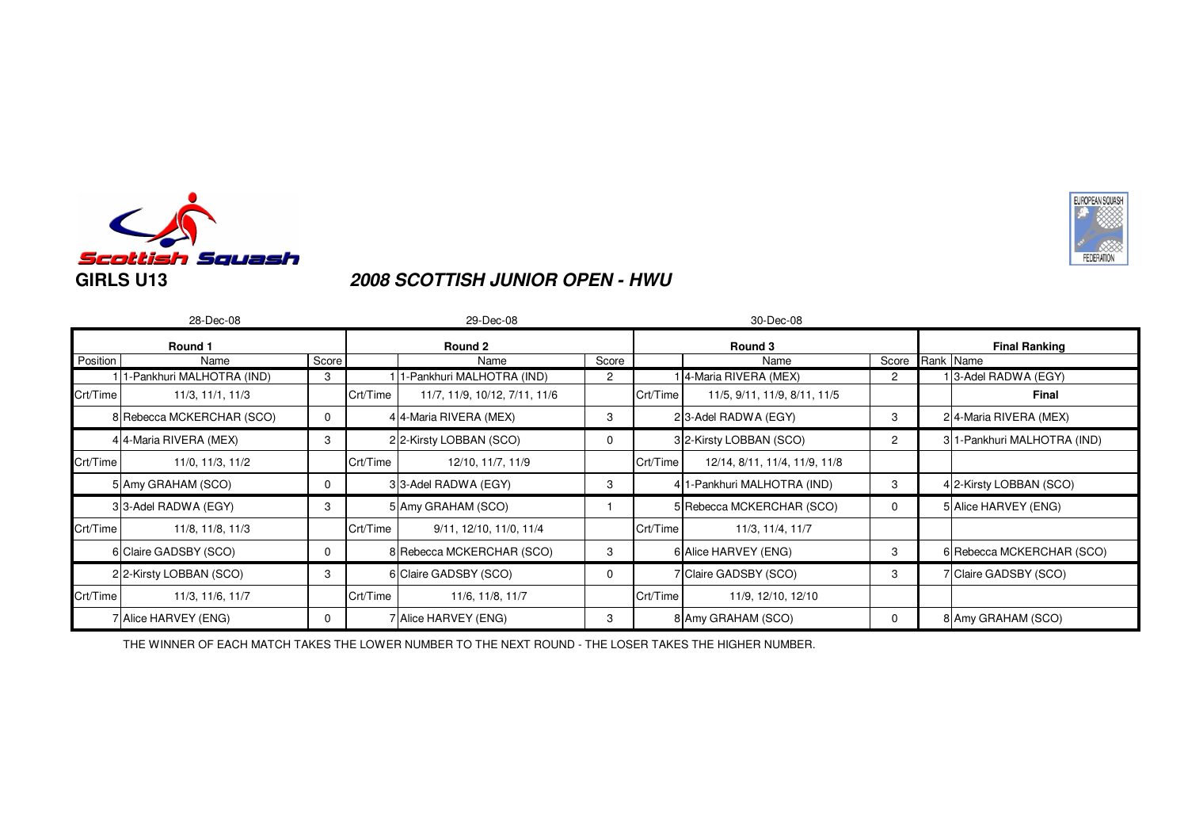**GIRLS U13**

## *2008 SCOTTISH JUNIOR OPEN - HWU*

| 28-Dec-08 | | | 29-Dec-08 | | | 30-Dec-08 | | | | |
|---|---|---|---|---|---|---|---|---|---|---|
| **Round 1** | | | **Round 2** | | | **Round 3** | | | **Final Ranking** | |
| Position | Name | Score | | Name | Score | | Name | Score | Rank | Name |
| 1 | 1-Pankhuri MALHOTRA (IND) | 3 | 1 | 1-Pankhuri MALHOTRA (IND) | 2 | 1 | 4-Maria RIVERA (MEX) | 2 | 1 | 3-Adel RADWA (EGY) |
| Crt/Time | 11/3, 11/1, 11/3 | | Crt/Time | 11/7, 11/9, 10/12, 7/11, 11/6 | | Crt/Time | 11/5, 9/11, 11/9, 8/11, 11/5 | | | **Final** |
| 8 | Rebecca MCKERCHAR (SCO) | 0 | 4 | 4-Maria RIVERA (MEX) | 3 | 2 | 3-Adel RADWA (EGY) | 3 | 2 | 4-Maria RIVERA (MEX) |
| 4 | 4-Maria RIVERA (MEX) | 3 | 2 | 2-Kirsty LOBBAN (SCO) | 0 | 3 | 2-Kirsty LOBBAN (SCO) | 2 | 3 | 1-Pankhuri MALHOTRA (IND) |
| Crt/Time | 11/0, 11/3, 11/2 | | Crt/Time | 12/10, 11/7, 11/9 | | Crt/Time | 12/14, 8/11, 11/4, 11/9, 11/8 | | | |
| 5 | Amy GRAHAM (SCO) | 0 | 3 | 3-Adel RADWA (EGY) | 3 | 4 | 1-Pankhuri MALHOTRA (IND) | 3 | 4 | 2-Kirsty LOBBAN (SCO) |
| 3 | 3-Adel RADWA (EGY) | 3 | 5 | Amy GRAHAM (SCO) | 1 | 5 | Rebecca MCKERCHAR (SCO) | 0 | 5 | Alice HARVEY (ENG) |
| Crt/Time | 11/8, 11/8, 11/3 | | Crt/Time | 9/11, 12/10, 11/0, 11/4 | | Crt/Time | 11/3, 11/4, 11/7 | | | |
| 6 | Claire GADSBY (SCO) | 0 | 8 | Rebecca MCKERCHAR (SCO) | 3 | 6 | Alice HARVEY (ENG) | 3 | 6 | Rebecca MCKERCHAR (SCO) |
| 2 | 2-Kirsty LOBBAN (SCO) | 3 | 6 | Claire GADSBY (SCO) | 0 | 7 | Claire GADSBY (SCO) | 3 | 7 | Claire GADSBY (SCO) |
| Crt/Time | 11/3, 11/6, 11/7 | | Crt/Time | 11/6, 11/8, 11/7 | | Crt/Time | 11/9, 12/10, 12/10 | | | |
| 7 | Alice HARVEY (ENG) | 0 | 7 | Alice HARVEY (ENG) | 3 | 8 | Amy GRAHAM (SCO) | 0 | 8 | Amy GRAHAM (SCO) |

THE WINNER OF EACH MATCH TAKES THE LOWER NUMBER TO THE NEXT ROUND - THE LOSER TAKES THE HIGHER NUMBER.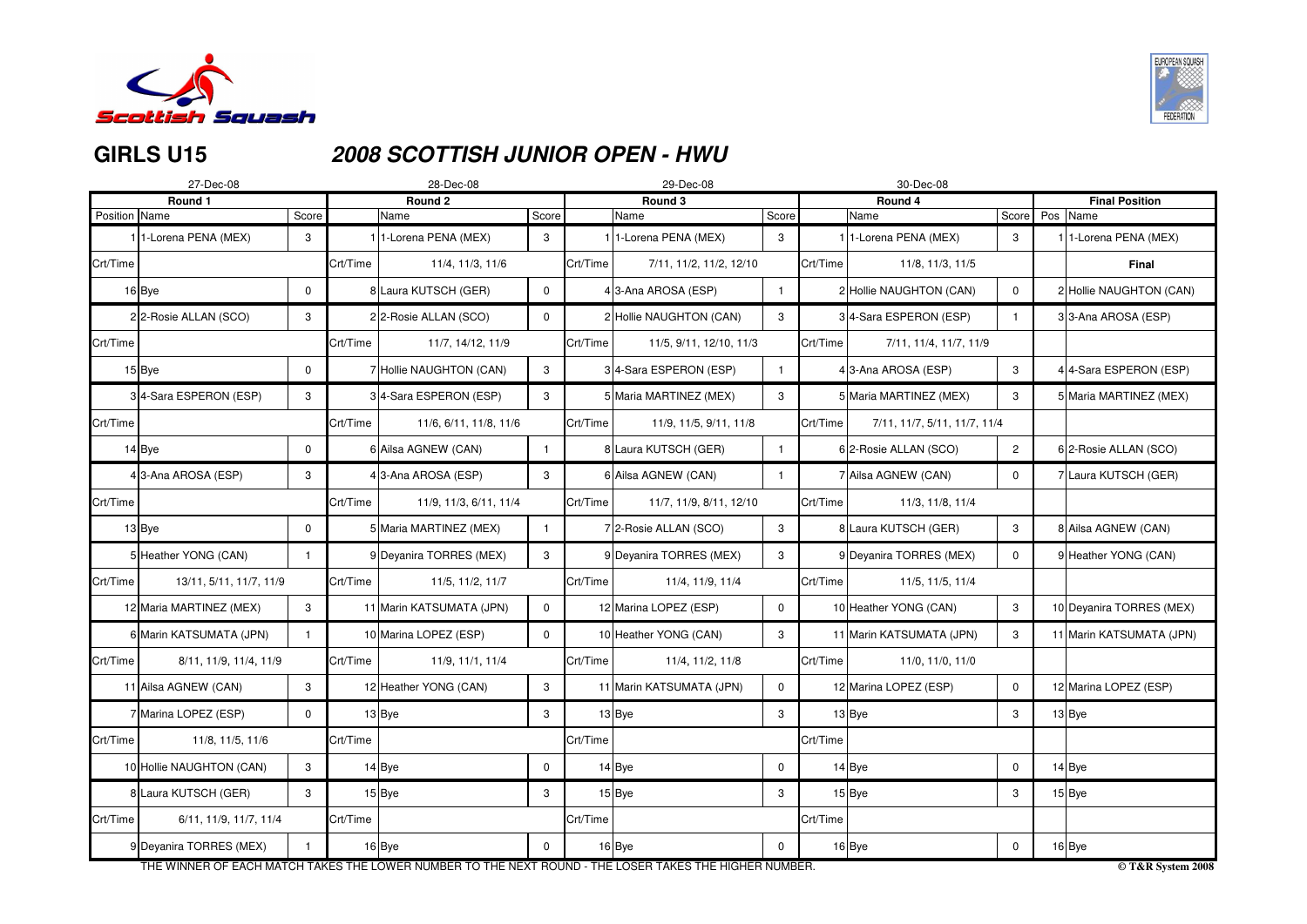# GIRLS U15

## *2008 SCOTTISH JUNIOR OPEN - HWU*

| 27-Dec-08 | | | 28-Dec-08 | | | 29-Dec-08 | | | 30-Dec-08 | | | | |
|---|---|---|---|---|---|---|---|---|---|---|---|---|---|
| **Round 1** | | | **Round 2** | | | **Round 3** | | | **Round 4** | | | **Final Position** | |
| Position | Name | Score | | Name | Score | | Name | Score | | Name | Score | Pos | Name |
| 1 | 1-Lorena PENA (MEX) | 3 | 1 | 1-Lorena PENA (MEX) | 3 | 1 | 1-Lorena PENA (MEX) | 3 | 1 | 1-Lorena PENA (MEX) | 3 | 1 | 1-Lorena PENA (MEX) |
| Crt/Time | | | Crt/Time | 11/4, 11/3, 11/6 | | Crt/Time | 7/11, 11/2, 11/2, 12/10 | | Crt/Time | 11/8, 11/3, 11/5 | | | **Final** |
| 16 | Bye | 0 | 8 | Laura KUTSCH (GER) | 0 | 4 | 3-Ana AROSA (ESP) | 1 | 2 | Hollie NAUGHTON (CAN) | 0 | 2 | Hollie NAUGHTON (CAN) |
| 2 | 2-Rosie ALLAN (SCO) | 3 | 2 | 2-Rosie ALLAN (SCO) | 0 | 2 | Hollie NAUGHTON (CAN) | 3 | 3 | 4-Sara ESPERON (ESP) | 1 | 3 | 3-Ana AROSA (ESP) |
| Crt/Time | | | Crt/Time | 11/7, 14/12, 11/9 | | Crt/Time | 11/5, 9/11, 12/10, 11/3 | | Crt/Time | 7/11, 11/4, 11/7, 11/9 | | | |
| 15 | Bye | 0 | 7 | Hollie NAUGHTON (CAN) | 3 | 3 | 4-Sara ESPERON (ESP) | 1 | 4 | 3-Ana AROSA (ESP) | 3 | 4 | 4-Sara ESPERON (ESP) |
| 3 | 4-Sara ESPERON (ESP) | 3 | 3 | 4-Sara ESPERON (ESP) | 3 | 5 | Maria MARTINEZ (MEX) | 3 | 5 | Maria MARTINEZ (MEX) | 3 | 5 | Maria MARTINEZ (MEX) |
| Crt/Time | | | Crt/Time | 11/6, 6/11, 11/8, 11/6 | | Crt/Time | 11/9, 11/5, 9/11, 11/8 | | Crt/Time | 7/11, 11/7, 5/11, 11/7, 11/4 | | | |
| 14 | Bye | 0 | 6 | Ailsa AGNEW (CAN) | 1 | 8 | Laura KUTSCH (GER) | 1 | 6 | 2-Rosie ALLAN (SCO) | 2 | 6 | 2-Rosie ALLAN (SCO) |
| 4 | 3-Ana AROSA (ESP) | 3 | 4 | 3-Ana AROSA (ESP) | 3 | 6 | Ailsa AGNEW (CAN) | 1 | 7 | Ailsa AGNEW (CAN) | 0 | 7 | Laura KUTSCH (GER) |
| Crt/Time | | | Crt/Time | 11/9, 11/3, 6/11, 11/4 | | Crt/Time | 11/7, 11/9, 8/11, 12/10 | | Crt/Time | 11/3, 11/8, 11/4 | | | |
| 13 | Bye | 0 | 5 | Maria MARTINEZ (MEX) | 1 | 7 | 2-Rosie ALLAN (SCO) | 3 | 8 | Laura KUTSCH (GER) | 3 | 8 | Ailsa AGNEW (CAN) |
| 5 | Heather YONG (CAN) | 1 | 9 | Deyanira TORRES (MEX) | 3 | 9 | Deyanira TORRES (MEX) | 3 | 9 | Deyanira TORRES (MEX) | 0 | 9 | Heather YONG (CAN) |
| Crt/Time | 13/11, 5/11, 11/7, 11/9 | | Crt/Time | 11/5, 11/2, 11/7 | | Crt/Time | 11/4, 11/9, 11/4 | | Crt/Time | 11/5, 11/5, 11/4 | | | |
| 12 | Maria MARTINEZ (MEX) | 3 | 11 | Marin KATSUMATA (JPN) | 0 | 12 | Marina LOPEZ (ESP) | 0 | 10 | Heather YONG (CAN) | 3 | 10 | Deyanira TORRES (MEX) |
| 6 | Marin KATSUMATA (JPN) | 1 | 10 | Marina LOPEZ (ESP) | 0 | 10 | Heather YONG (CAN) | 3 | 11 | Marin KATSUMATA (JPN) | 3 | 11 | Marin KATSUMATA (JPN) |
| Crt/Time | 8/11, 11/9, 11/4, 11/9 | | Crt/Time | 11/9, 11/1, 11/4 | | Crt/Time | 11/4, 11/2, 11/8 | | Crt/Time | 11/0, 11/0, 11/0 | | | |
| 11 | Ailsa AGNEW (CAN) | 3 | 12 | Heather YONG (CAN) | 3 | 11 | Marin KATSUMATA (JPN) | 0 | 12 | Marina LOPEZ (ESP) | 0 | 12 | Marina LOPEZ (ESP) |
| 7 | Marina LOPEZ (ESP) | 0 | 13 | Bye | 3 | 13 | Bye | 3 | 13 | Bye | 3 | 13 | Bye |
| Crt/Time | 11/8, 11/5, 11/6 | | Crt/Time | | | Crt/Time | | | Crt/Time | | | | |
| 10 | Hollie NAUGHTON (CAN) | 3 | 14 | Bye | 0 | 14 | Bye | 0 | 14 | Bye | 0 | 14 | Bye |
| 8 | Laura KUTSCH (GER) | 3 | 15 | Bye | 3 | 15 | Bye | 3 | 15 | Bye | 3 | 15 | Bye |
| Crt/Time | 6/11, 11/9, 11/7, 11/4 | | Crt/Time | | | Crt/Time | | | Crt/Time | | | | |
| 9 | Deyanira TORRES (MEX) | 1 | 16 | Bye | 0 | 16 | Bye | 0 | 16 | Bye | 0 | 16 | Bye |

THE WINNER OF EACH MATCH TAKES THE LOWER NUMBER TO THE NEXT ROUND - THE LOSER TAKES THE HIGHER NUMBER.

© T&R System 2008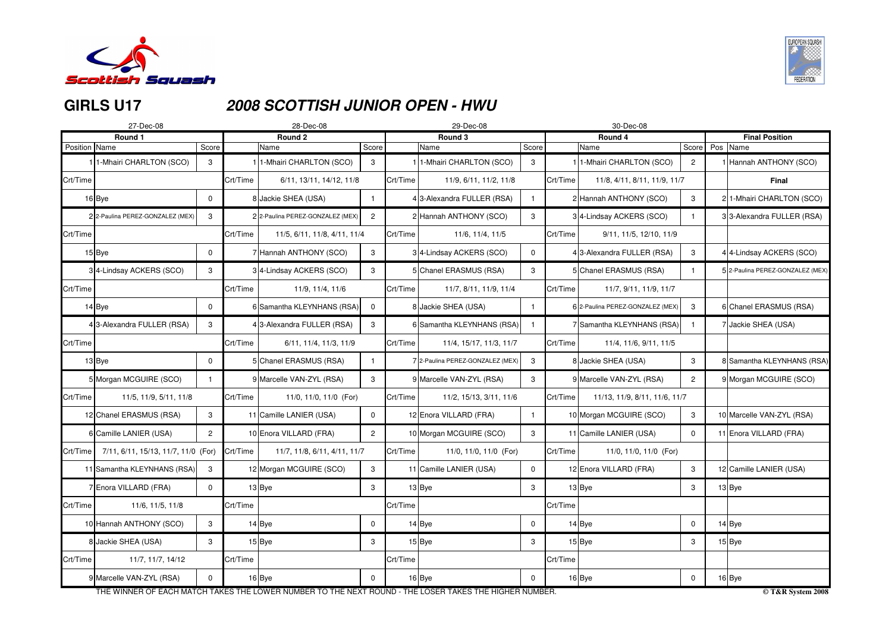# GIRLS U17

## *2008 SCOTTISH JUNIOR OPEN - HWU*

| 27-Dec-08 | | | 28-Dec-08 | | | 29-Dec-08 | | | 30-Dec-08 | | | | |
|---|---|---|---|---|---|---|---|---|---|---|---|---|---|
| **Round 1** | | | **Round 2** | | | **Round 3** | | | **Round 4** | | | **Final Position** | |
| Position | Name | Score | | Name | Score | | Name | Score | | Name | Score | Pos | Name |
| 1 | 1-Mhairi CHARLTON (SCO) | 3 | 1 | 1-Mhairi CHARLTON (SCO) | 3 | 1 | 1-Mhairi CHARLTON (SCO) | 3 | 1 | 1-Mhairi CHARLTON (SCO) | 2 | 1 | Hannah ANTHONY (SCO) |
| Crt/Time | | | Crt/Time | 6/11, 13/11, 14/12, 11/8 | | Crt/Time | 11/9, 6/11, 11/2, 11/8 | | Crt/Time | 11/8, 4/11, 8/11, 11/9, 11/7 | | | **Final** |
| 16 | Bye | 0 | 8 | Jackie SHEA (USA) | 1 | 4 | 3-Alexandra FULLER (RSA) | 1 | 2 | Hannah ANTHONY (SCO) | 3 | 2 | 1-Mhairi CHARLTON (SCO) |
| 2 | 2-Paulina PEREZ-GONZALEZ (MEX) | 3 | 2 | 2-Paulina PEREZ-GONZALEZ (MEX) | 2 | 2 | Hannah ANTHONY (SCO) | 3 | 3 | 4-Lindsay ACKERS (SCO) | 1 | 3 | 3-Alexandra FULLER (RSA) |
| Crt/Time | | | Crt/Time | 11/5, 6/11, 11/8, 4/11, 11/4 | | Crt/Time | 11/6, 11/4, 11/5 | | Crt/Time | 9/11, 11/5, 12/10, 11/9 | | | |
| 15 | Bye | 0 | 7 | Hannah ANTHONY (SCO) | 3 | 3 | 4-Lindsay ACKERS (SCO) | 0 | 4 | 3-Alexandra FULLER (RSA) | 3 | 4 | 4-Lindsay ACKERS (SCO) |
| 3 | 4-Lindsay ACKERS (SCO) | 3 | 3 | 4-Lindsay ACKERS (SCO) | 3 | 5 | Chanel ERASMUS (RSA) | 3 | 5 | Chanel ERASMUS (RSA) | 1 | 5 | 2-Paulina PEREZ-GONZALEZ (MEX) |
| Crt/Time | | | Crt/Time | 11/9, 11/4, 11/6 | | Crt/Time | 11/7, 8/11, 11/9, 11/4 | | Crt/Time | 11/7, 9/11, 11/9, 11/7 | | | |
| 14 | Bye | 0 | 6 | Samantha KLEYNHANS (RSA) | 0 | 8 | Jackie SHEA (USA) | 1 | 6 | 2-Paulina PEREZ-GONZALEZ (MEX) | 3 | 6 | Chanel ERASMUS (RSA) |
| 4 | 3-Alexandra FULLER (RSA) | 3 | 4 | 3-Alexandra FULLER (RSA) | 3 | 6 | Samantha KLEYNHANS (RSA) | 1 | 7 | Samantha KLEYNHANS (RSA) | 1 | 7 | Jackie SHEA (USA) |
| Crt/Time | | | Crt/Time | 6/11, 11/4, 11/3, 11/9 | | Crt/Time | 11/4, 15/17, 11/3, 11/7 | | Crt/Time | 11/4, 11/6, 9/11, 11/5 | | | |
| 13 | Bye | 0 | 5 | Chanel ERASMUS (RSA) | 1 | 7 | 2-Paulina PEREZ-GONZALEZ (MEX) | 3 | 8 | Jackie SHEA (USA) | 3 | 8 | Samantha KLEYNHANS (RSA) |
| 5 | Morgan MCGUIRE (SCO) | 1 | 9 | Marcelle VAN-ZYL (RSA) | 3 | 9 | Marcelle VAN-ZYL (RSA) | 3 | 9 | Marcelle VAN-ZYL (RSA) | 2 | 9 | Morgan MCGUIRE (SCO) |
| Crt/Time | 11/5, 11/9, 5/11, 11/8 | | Crt/Time | 11/0, 11/0, 11/0 (For) | | Crt/Time | 11/2, 15/13, 3/11, 11/6 | | Crt/Time | 11/13, 11/9, 8/11, 11/6, 11/7 | | | |
| 12 | Chanel ERASMUS (RSA) | 3 | 11 | Camille LANIER (USA) | 0 | 12 | Enora VILLARD (FRA) | 1 | 10 | Morgan MCGUIRE (SCO) | 3 | 10 | Marcelle VAN-ZYL (RSA) |
| 6 | Camille LANIER (USA) | 2 | 10 | Enora VILLARD (FRA) | 2 | 10 | Morgan MCGUIRE (SCO) | 3 | 11 | Camille LANIER (USA) | 0 | 11 | Enora VILLARD (FRA) |
| Crt/Time | 7/11, 6/11, 15/13, 11/7, 11/0 (For) | | Crt/Time | 11/7, 11/8, 6/11, 4/11, 11/7 | | Crt/Time | 11/0, 11/0, 11/0 (For) | | Crt/Time | 11/0, 11/0, 11/0 (For) | | | |
| 11 | Samantha KLEYNHANS (RSA) | 3 | 12 | Morgan MCGUIRE (SCO) | 3 | 11 | Camille LANIER (USA) | 0 | 12 | Enora VILLARD (FRA) | 3 | 12 | Camille LANIER (USA) |
| 7 | Enora VILLARD (FRA) | 0 | 13 | Bye | 3 | 13 | Bye | 3 | 13 | Bye | 3 | 13 | Bye |
| Crt/Time | 11/6, 11/5, 11/8 | | Crt/Time | | | Crt/Time | | | Crt/Time | | | | |
| 10 | Hannah ANTHONY (SCO) | 3 | 14 | Bye | 0 | 14 | Bye | 0 | 14 | Bye | 0 | 14 | Bye |
| 8 | Jackie SHEA (USA) | 3 | 15 | Bye | 3 | 15 | Bye | 3 | 15 | Bye | 3 | 15 | Bye |
| Crt/Time | 11/7, 11/7, 14/12 | | Crt/Time | | | Crt/Time | | | Crt/Time | | | | |
| 9 | Marcelle VAN-ZYL (RSA) | 0 | 16 | Bye | 0 | 16 | Bye | 0 | 16 | Bye | 0 | 16 | Bye |

THE WINNER OF EACH MATCH TAKES THE LOWER NUMBER TO THE NEXT ROUND - THE LOSER TAKES THE HIGHER NUMBER.

© T&R System 2008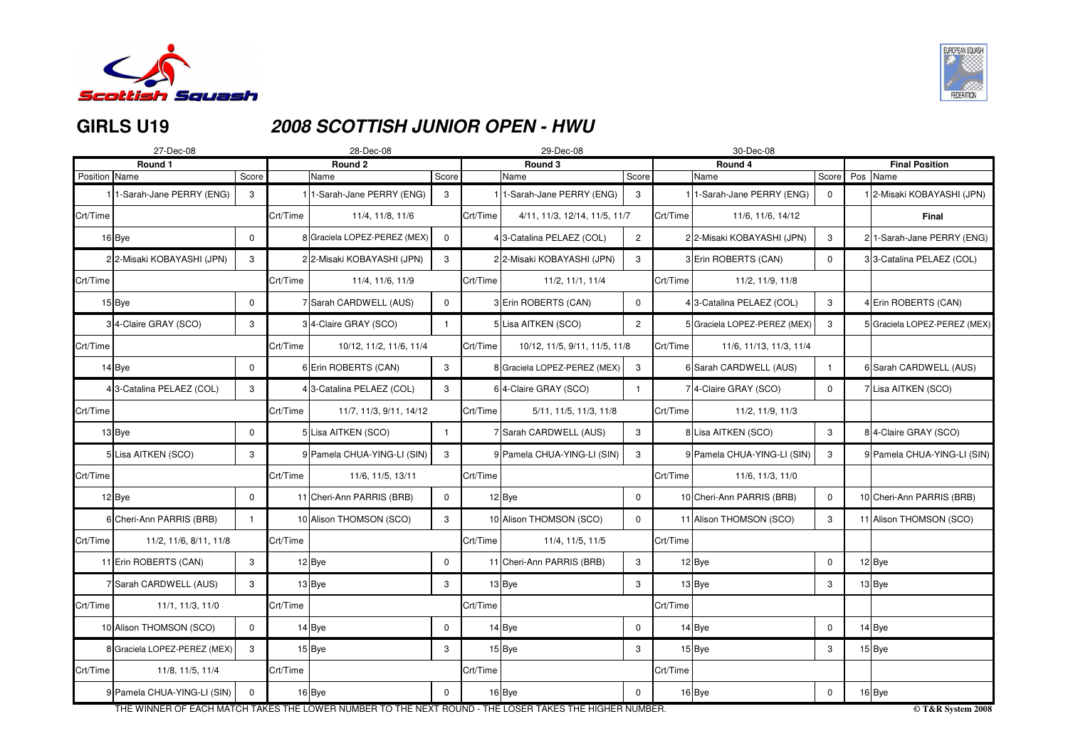# GIRLS U19

## *2008 SCOTTISH JUNIOR OPEN - HWU*

| 27-Dec-08 | | | 28-Dec-08 | | | 29-Dec-08 | | | 30-Dec-08 | | | | |
|---|---|---|---|---|---|---|---|---|---|---|---|---|---|
| **Round 1** | | | **Round 2** | | | **Round 3** | | | **Round 4** | | | **Final Position** | |
| Position | Name | Score | | Name | Score | | Name | Score | | Name | Score | Pos | Name |
| 1 | 1-Sarah-Jane PERRY (ENG) | 3 | 1 | 1-Sarah-Jane PERRY (ENG) | 3 | 1 | 1-Sarah-Jane PERRY (ENG) | 3 | 1 | 1-Sarah-Jane PERRY (ENG) | 0 | 1 | 2-Misaki KOBAYASHI (JPN) |
| Crt/Time | | | Crt/Time | 11/4, 11/8, 11/6 | | Crt/Time | 4/11, 11/3, 12/14, 11/5, 11/7 | | Crt/Time | 11/6, 11/6, 14/12 | | | **Final** |
| 16 | Bye | 0 | 8 | Graciela LOPEZ-PEREZ (MEX) | 0 | 4 | 3-Catalina PELAEZ (COL) | 2 | 2 | 2-Misaki KOBAYASHI (JPN) | 3 | 2 | 1-Sarah-Jane PERRY (ENG) |
| 2 | 2-Misaki KOBAYASHI (JPN) | 3 | 2 | 2-Misaki KOBAYASHI (JPN) | 3 | 2 | 2-Misaki KOBAYASHI (JPN) | 3 | 3 | Erin ROBERTS (CAN) | 0 | 3 | 3-Catalina PELAEZ (COL) |
| Crt/Time | | | Crt/Time | 11/4, 11/6, 11/9 | | Crt/Time | 11/2, 11/1, 11/4 | | Crt/Time | 11/2, 11/9, 11/8 | | | |
| 15 | Bye | 0 | 7 | Sarah CARDWELL (AUS) | 0 | 3 | Erin ROBERTS (CAN) | 0 | 4 | 3-Catalina PELAEZ (COL) | 3 | 4 | Erin ROBERTS (CAN) |
| 3 | 4-Claire GRAY (SCO) | 3 | 3 | 4-Claire GRAY (SCO) | 1 | 5 | Lisa AITKEN (SCO) | 2 | 5 | Graciela LOPEZ-PEREZ (MEX) | 3 | 5 | Graciela LOPEZ-PEREZ (MEX) |
| Crt/Time | | | Crt/Time | 10/12, 11/2, 11/6, 11/4 | | Crt/Time | 10/12, 11/5, 9/11, 11/5, 11/8 | | Crt/Time | 11/6, 11/13, 11/3, 11/4 | | | |
| 14 | Bye | 0 | 6 | Erin ROBERTS (CAN) | 3 | 8 | Graciela LOPEZ-PEREZ (MEX) | 3 | 6 | Sarah CARDWELL (AUS) | 1 | 6 | Sarah CARDWELL (AUS) |
| 4 | 3-Catalina PELAEZ (COL) | 3 | 4 | 3-Catalina PELAEZ (COL) | 3 | 6 | 4-Claire GRAY (SCO) | 1 | 7 | 4-Claire GRAY (SCO) | 0 | 7 | Lisa AITKEN (SCO) |
| Crt/Time | | | Crt/Time | 11/7, 11/3, 9/11, 14/12 | | Crt/Time | 5/11, 11/5, 11/3, 11/8 | | Crt/Time | 11/2, 11/9, 11/3 | | | |
| 13 | Bye | 0 | 5 | Lisa AITKEN (SCO) | 1 | 7 | Sarah CARDWELL (AUS) | 3 | 8 | Lisa AITKEN (SCO) | 3 | 8 | 4-Claire GRAY (SCO) |
| 5 | Lisa AITKEN (SCO) | 3 | 9 | Pamela CHUA-YING-LI (SIN) | 3 | 9 | Pamela CHUA-YING-LI (SIN) | 3 | 9 | Pamela CHUA-YING-LI (SIN) | 3 | 9 | Pamela CHUA-YING-LI (SIN) |
| Crt/Time | | | Crt/Time | 11/6, 11/5, 13/11 | | Crt/Time | | | Crt/Time | 11/6, 11/3, 11/0 | | | |
| 12 | Bye | 0 | 11 | Cheri-Ann PARRIS (BRB) | 0 | 12 | Bye | 0 | 10 | Cheri-Ann PARRIS (BRB) | 0 | 10 | Cheri-Ann PARRIS (BRB) |
| 6 | Cheri-Ann PARRIS (BRB) | 1 | 10 | Alison THOMSON (SCO) | 3 | 10 | Alison THOMSON (SCO) | 0 | 11 | Alison THOMSON (SCO) | 3 | 11 | Alison THOMSON (SCO) |
| Crt/Time | 11/2, 11/6, 8/11, 11/8 | | Crt/Time | | | Crt/Time | 11/4, 11/5, 11/5 | | Crt/Time | | | | |
| 11 | Erin ROBERTS (CAN) | 3 | 12 | Bye | 0 | 11 | Cheri-Ann PARRIS (BRB) | 3 | 12 | Bye | 0 | 12 | Bye |
| 7 | Sarah CARDWELL (AUS) | 3 | 13 | Bye | 3 | 13 | Bye | 3 | 13 | Bye | 3 | 13 | Bye |
| Crt/Time | 11/1, 11/3, 11/0 | | Crt/Time | | | Crt/Time | | | Crt/Time | | | | |
| 10 | Alison THOMSON (SCO) | 0 | 14 | Bye | 0 | 14 | Bye | 0 | 14 | Bye | 0 | 14 | Bye |
| 8 | Graciela LOPEZ-PEREZ (MEX) | 3 | 15 | Bye | 3 | 15 | Bye | 3 | 15 | Bye | 3 | 15 | Bye |
| Crt/Time | 11/8, 11/5, 11/4 | | Crt/Time | | | Crt/Time | | | Crt/Time | | | | |
| 9 | Pamela CHUA-YING-LI (SIN) | 0 | 16 | Bye | 0 | 16 | Bye | 0 | 16 | Bye | 0 | 16 | Bye |

THE WINNER OF EACH MATCH TAKES THE LOWER NUMBER TO THE NEXT ROUND - THE LOSER TAKES THE HIGHER NUMBER.

© T&R System 2008